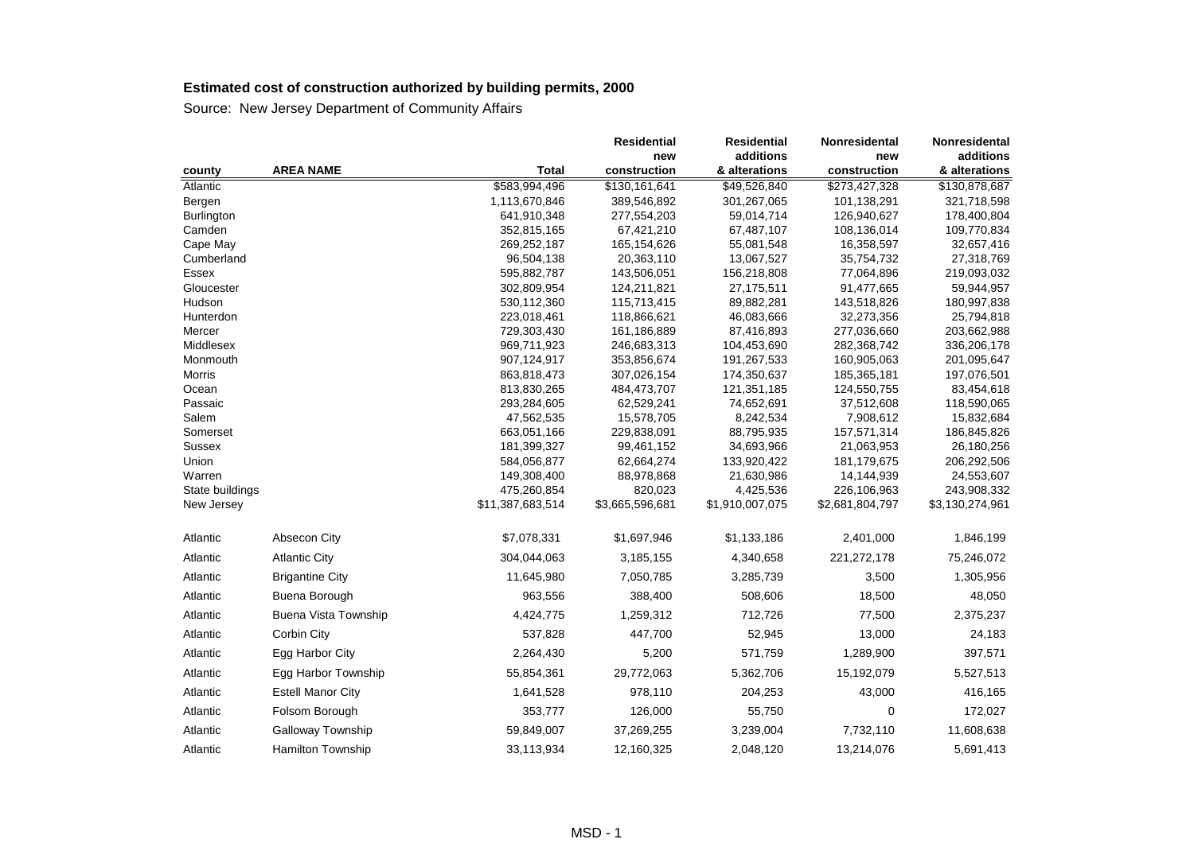**Estimated cost of construction authorized by building permits, 2000**

Source: New Jersey Department of Community Affairs

| county | AREA NAME | Total | Residential new construction | Residential additions & alterations | Nonresidental new construction | Nonresidential additions & alterations |
|---|---|---|---|---|---|---|
| Atlantic | | $583,994,496 | $130,161,641 | $49,526,840 | $273,427,328 | $130,878,687 |
| Bergen | | 1,113,670,846 | 389,546,892 | 301,267,065 | 101,138,291 | 321,718,598 |
| Burlington | | 641,910,348 | 277,554,203 | 59,014,714 | 126,940,627 | 178,400,804 |
| Camden | | 352,815,165 | 67,421,210 | 67,487,107 | 108,136,014 | 109,770,834 |
| Cape May | | 269,252,187 | 165,154,626 | 55,081,548 | 16,358,597 | 32,657,416 |
| Cumberland | | 96,504,138 | 20,363,110 | 13,067,527 | 35,754,732 | 27,318,769 |
| Essex | | 595,882,787 | 143,506,051 | 156,218,808 | 77,064,896 | 219,093,032 |
| Gloucester | | 302,809,954 | 124,211,821 | 27,175,511 | 91,477,665 | 59,944,957 |
| Hudson | | 530,112,360 | 115,713,415 | 89,882,281 | 143,518,826 | 180,997,838 |
| Hunterdon | | 223,018,461 | 118,866,621 | 46,083,666 | 32,273,356 | 25,794,818 |
| Mercer | | 729,303,430 | 161,186,889 | 87,416,893 | 277,036,660 | 203,662,988 |
| Middlesex | | 969,711,923 | 246,683,313 | 104,453,690 | 282,368,742 | 336,206,178 |
| Monmouth | | 907,124,917 | 353,856,674 | 191,267,533 | 160,905,063 | 201,095,647 |
| Morris | | 863,818,473 | 307,026,154 | 174,350,637 | 185,365,181 | 197,076,501 |
| Ocean | | 813,830,265 | 484,473,707 | 121,351,185 | 124,550,755 | 83,454,618 |
| Passaic | | 293,284,605 | 62,529,241 | 74,652,691 | 37,512,608 | 118,590,065 |
| Salem | | 47,562,535 | 15,578,705 | 8,242,534 | 7,908,612 | 15,832,684 |
| Somerset | | 663,051,166 | 229,838,091 | 88,795,935 | 157,571,314 | 186,845,826 |
| Sussex | | 181,399,327 | 99,461,152 | 34,693,966 | 21,063,953 | 26,180,256 |
| Union | | 584,056,877 | 62,664,274 | 133,920,422 | 181,179,675 | 206,292,506 |
| Warren | | 149,308,400 | 88,978,868 | 21,630,986 | 14,144,939 | 24,553,607 |
| State buildings | | 475,260,854 | 820,023 | 4,425,536 | 226,106,963 | 243,908,332 |
| New Jersey | | $11,387,683,514 | $3,665,596,681 | $1,910,007,075 | $2,681,804,797 | $3,130,274,961 |
| | | | | | | |
| Atlantic | Absecon City | $7,078,331 | $1,697,946 | $1,133,186 | 2,401,000 | 1,846,199 |
| Atlantic | Atlantic City | 304,044,063 | 3,185,155 | 4,340,658 | 221,272,178 | 75,246,072 |
| Atlantic | Brigantine City | 11,645,980 | 7,050,785 | 3,285,739 | 3,500 | 1,305,956 |
| Atlantic | Buena Borough | 963,556 | 388,400 | 508,606 | 18,500 | 48,050 |
| Atlantic | Buena Vista Township | 4,424,775 | 1,259,312 | 712,726 | 77,500 | 2,375,237 |
| Atlantic | Corbin City | 537,828 | 447,700 | 52,945 | 13,000 | 24,183 |
| Atlantic | Egg Harbor City | 2,264,430 | 5,200 | 571,759 | 1,289,900 | 397,571 |
| Atlantic | Egg Harbor Township | 55,854,361 | 29,772,063 | 5,362,706 | 15,192,079 | 5,527,513 |
| Atlantic | Estell Manor City | 1,641,528 | 978,110 | 204,253 | 43,000 | 416,165 |
| Atlantic | Folsom Borough | 353,777 | 126,000 | 55,750 | 0 | 172,027 |
| Atlantic | Galloway Township | 59,849,007 | 37,269,255 | 3,239,004 | 7,732,110 | 11,608,638 |
| Atlantic | Hamilton Township | 33,113,934 | 12,160,325 | 2,048,120 | 13,214,076 | 5,691,413 |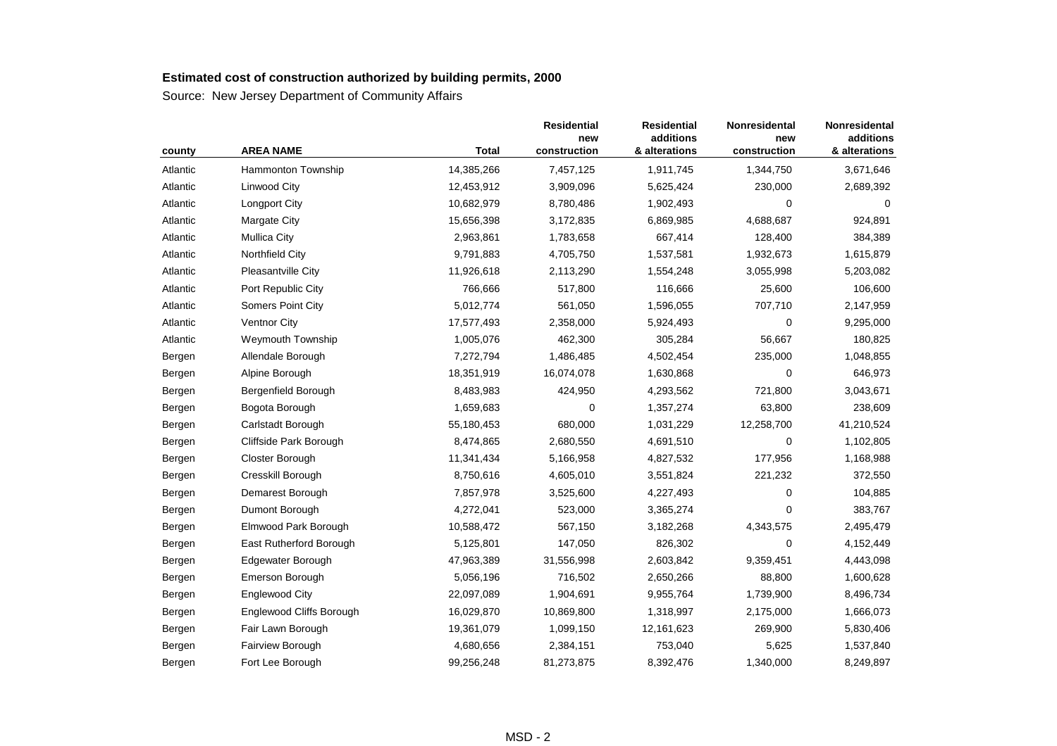**Estimated cost of construction authorized by building permits, 2000**

Source: New Jersey Department of Community Affairs

| county | AREA NAME | Total | Residential new construction | Residential additions & alterations | Nonresidental new construction | Nonresidental additions & alterations |
|---|---|---|---|---|---|---|
| Atlantic | Hammonton Township | 14,385,266 | 7,457,125 | 1,911,745 | 1,344,750 | 3,671,646 |
| Atlantic | Linwood City | 12,453,912 | 3,909,096 | 5,625,424 | 230,000 | 2,689,392 |
| Atlantic | Longport City | 10,682,979 | 8,780,486 | 1,902,493 | 0 | 0 |
| Atlantic | Margate City | 15,656,398 | 3,172,835 | 6,869,985 | 4,688,687 | 924,891 |
| Atlantic | Mullica City | 2,963,861 | 1,783,658 | 667,414 | 128,400 | 384,389 |
| Atlantic | Northfield City | 9,791,883 | 4,705,750 | 1,537,581 | 1,932,673 | 1,615,879 |
| Atlantic | Pleasantville City | 11,926,618 | 2,113,290 | 1,554,248 | 3,055,998 | 5,203,082 |
| Atlantic | Port Republic City | 766,666 | 517,800 | 116,666 | 25,600 | 106,600 |
| Atlantic | Somers Point City | 5,012,774 | 561,050 | 1,596,055 | 707,710 | 2,147,959 |
| Atlantic | Ventnor City | 17,577,493 | 2,358,000 | 5,924,493 | 0 | 9,295,000 |
| Atlantic | Weymouth Township | 1,005,076 | 462,300 | 305,284 | 56,667 | 180,825 |
| Bergen | Allendale Borough | 7,272,794 | 1,486,485 | 4,502,454 | 235,000 | 1,048,855 |
| Bergen | Alpine Borough | 18,351,919 | 16,074,078 | 1,630,868 | 0 | 646,973 |
| Bergen | Bergenfield Borough | 8,483,983 | 424,950 | 4,293,562 | 721,800 | 3,043,671 |
| Bergen | Bogota Borough | 1,659,683 | 0 | 1,357,274 | 63,800 | 238,609 |
| Bergen | Carlstadt Borough | 55,180,453 | 680,000 | 1,031,229 | 12,258,700 | 41,210,524 |
| Bergen | Cliffside Park Borough | 8,474,865 | 2,680,550 | 4,691,510 | 0 | 1,102,805 |
| Bergen | Closter Borough | 11,341,434 | 5,166,958 | 4,827,532 | 177,956 | 1,168,988 |
| Bergen | Cresskill Borough | 8,750,616 | 4,605,010 | 3,551,824 | 221,232 | 372,550 |
| Bergen | Demarest Borough | 7,857,978 | 3,525,600 | 4,227,493 | 0 | 104,885 |
| Bergen | Dumont Borough | 4,272,041 | 523,000 | 3,365,274 | 0 | 383,767 |
| Bergen | Elmwood Park Borough | 10,588,472 | 567,150 | 3,182,268 | 4,343,575 | 2,495,479 |
| Bergen | East Rutherford Borough | 5,125,801 | 147,050 | 826,302 | 0 | 4,152,449 |
| Bergen | Edgewater Borough | 47,963,389 | 31,556,998 | 2,603,842 | 9,359,451 | 4,443,098 |
| Bergen | Emerson Borough | 5,056,196 | 716,502 | 2,650,266 | 88,800 | 1,600,628 |
| Bergen | Englewood City | 22,097,089 | 1,904,691 | 9,955,764 | 1,739,900 | 8,496,734 |
| Bergen | Englewood Cliffs Borough | 16,029,870 | 10,869,800 | 1,318,997 | 2,175,000 | 1,666,073 |
| Bergen | Fair Lawn Borough | 19,361,079 | 1,099,150 | 12,161,623 | 269,900 | 5,830,406 |
| Bergen | Fairview Borough | 4,680,656 | 2,384,151 | 753,040 | 5,625 | 1,537,840 |
| Bergen | Fort Lee Borough | 99,256,248 | 81,273,875 | 8,392,476 | 1,340,000 | 8,249,897 |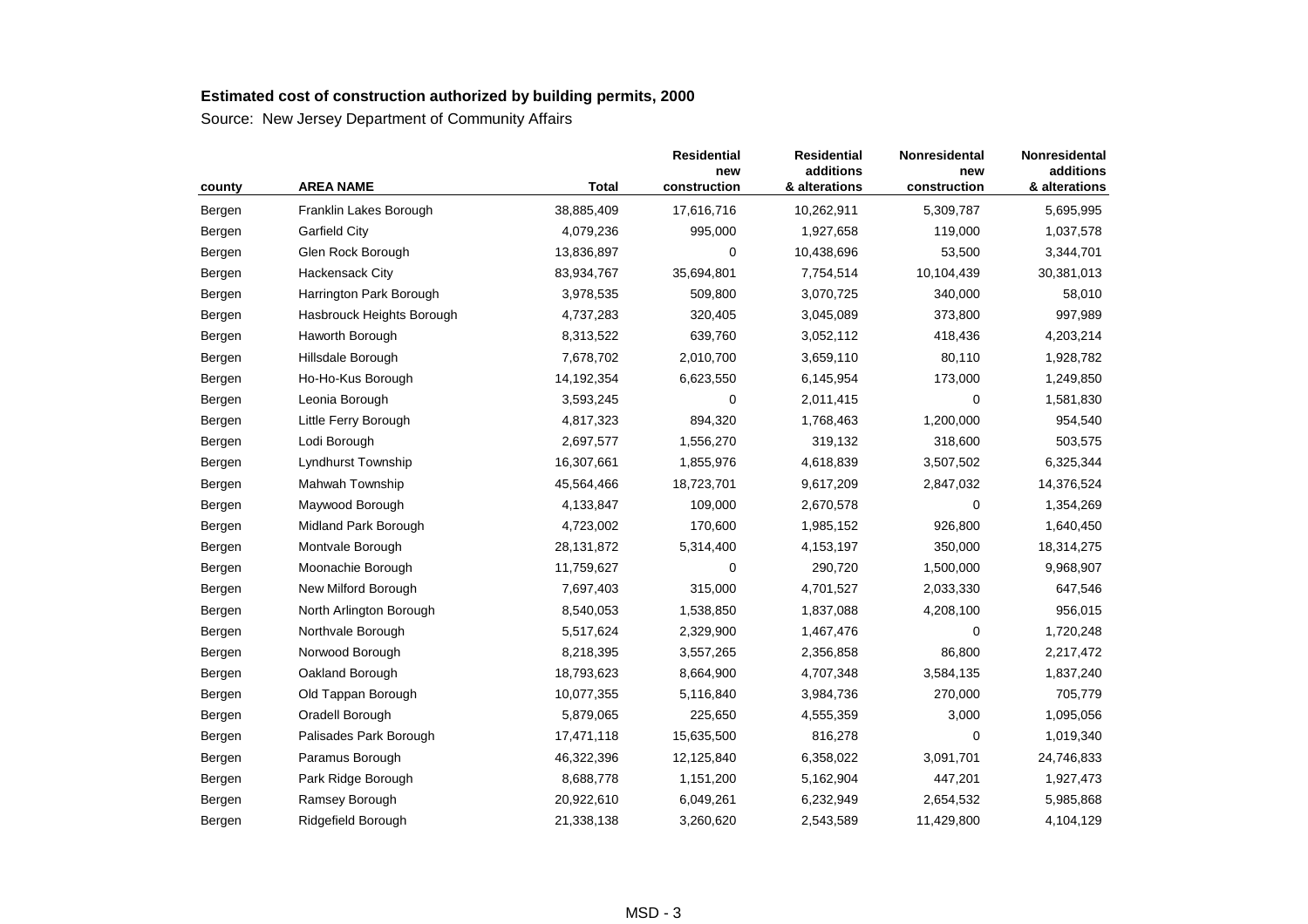**Estimated cost of construction authorized by building permits, 2000**

Source: New Jersey Department of Community Affairs

| county | AREA NAME | Total | Residential new construction | Residential additions & alterations | Nonresidential new construction | Nonresidential additions & alterations |
|---|---|---|---|---|---|---|
| Bergen | Franklin Lakes Borough | 38,885,409 | 17,616,716 | 10,262,911 | 5,309,787 | 5,695,995 |
| Bergen | Garfield City | 4,079,236 | 995,000 | 1,927,658 | 119,000 | 1,037,578 |
| Bergen | Glen Rock Borough | 13,836,897 | 0 | 10,438,696 | 53,500 | 3,344,701 |
| Bergen | Hackensack City | 83,934,767 | 35,694,801 | 7,754,514 | 10,104,439 | 30,381,013 |
| Bergen | Harrington Park Borough | 3,978,535 | 509,800 | 3,070,725 | 340,000 | 58,010 |
| Bergen | Hasbrouck Heights Borough | 4,737,283 | 320,405 | 3,045,089 | 373,800 | 997,989 |
| Bergen | Haworth Borough | 8,313,522 | 639,760 | 3,052,112 | 418,436 | 4,203,214 |
| Bergen | Hillsdale Borough | 7,678,702 | 2,010,700 | 3,659,110 | 80,110 | 1,928,782 |
| Bergen | Ho-Ho-Kus Borough | 14,192,354 | 6,623,550 | 6,145,954 | 173,000 | 1,249,850 |
| Bergen | Leonia Borough | 3,593,245 | 0 | 2,011,415 | 0 | 1,581,830 |
| Bergen | Little Ferry Borough | 4,817,323 | 894,320 | 1,768,463 | 1,200,000 | 954,540 |
| Bergen | Lodi Borough | 2,697,577 | 1,556,270 | 319,132 | 318,600 | 503,575 |
| Bergen | Lyndhurst Township | 16,307,661 | 1,855,976 | 4,618,839 | 3,507,502 | 6,325,344 |
| Bergen | Mahwah Township | 45,564,466 | 18,723,701 | 9,617,209 | 2,847,032 | 14,376,524 |
| Bergen | Maywood Borough | 4,133,847 | 109,000 | 2,670,578 | 0 | 1,354,269 |
| Bergen | Midland Park Borough | 4,723,002 | 170,600 | 1,985,152 | 926,800 | 1,640,450 |
| Bergen | Montvale Borough | 28,131,872 | 5,314,400 | 4,153,197 | 350,000 | 18,314,275 |
| Bergen | Moonachie Borough | 11,759,627 | 0 | 290,720 | 1,500,000 | 9,968,907 |
| Bergen | New Milford Borough | 7,697,403 | 315,000 | 4,701,527 | 2,033,330 | 647,546 |
| Bergen | North Arlington Borough | 8,540,053 | 1,538,850 | 1,837,088 | 4,208,100 | 956,015 |
| Bergen | Northvale Borough | 5,517,624 | 2,329,900 | 1,467,476 | 0 | 1,720,248 |
| Bergen | Norwood Borough | 8,218,395 | 3,557,265 | 2,356,858 | 86,800 | 2,217,472 |
| Bergen | Oakland Borough | 18,793,623 | 8,664,900 | 4,707,348 | 3,584,135 | 1,837,240 |
| Bergen | Old Tappan Borough | 10,077,355 | 5,116,840 | 3,984,736 | 270,000 | 705,779 |
| Bergen | Oradell Borough | 5,879,065 | 225,650 | 4,555,359 | 3,000 | 1,095,056 |
| Bergen | Palisades Park Borough | 17,471,118 | 15,635,500 | 816,278 | 0 | 1,019,340 |
| Bergen | Paramus Borough | 46,322,396 | 12,125,840 | 6,358,022 | 3,091,701 | 24,746,833 |
| Bergen | Park Ridge Borough | 8,688,778 | 1,151,200 | 5,162,904 | 447,201 | 1,927,473 |
| Bergen | Ramsey Borough | 20,922,610 | 6,049,261 | 6,232,949 | 2,654,532 | 5,985,868 |
| Bergen | Ridgefield Borough | 21,338,138 | 3,260,620 | 2,543,589 | 11,429,800 | 4,104,129 |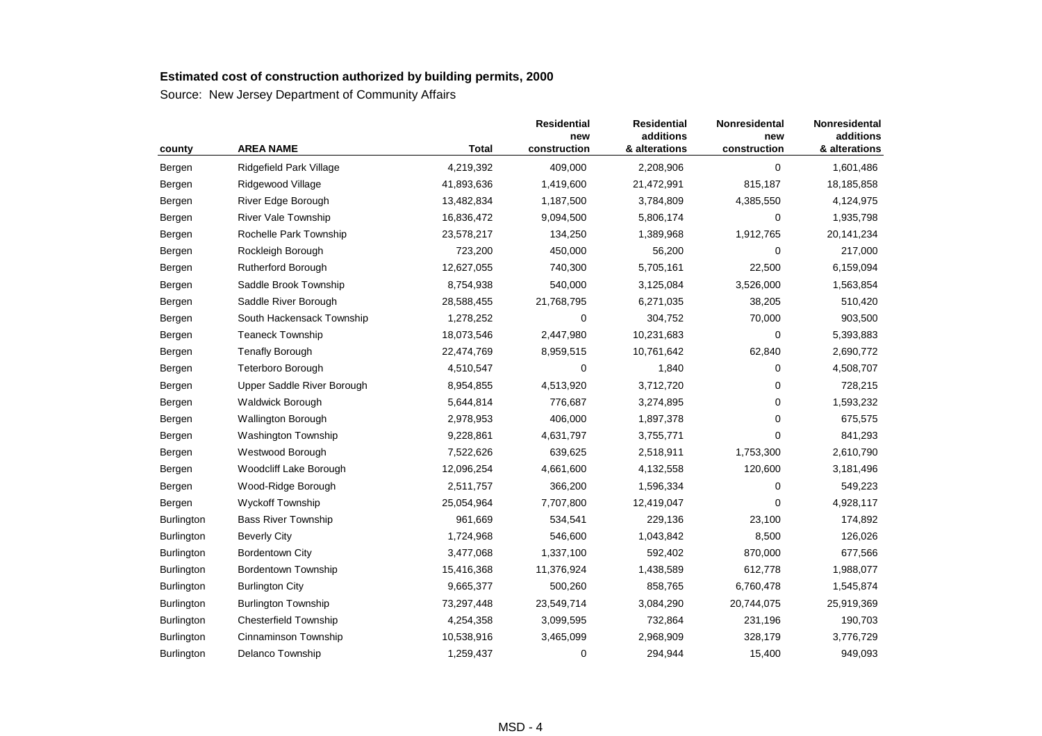**Estimated cost of construction authorized by building permits, 2000**

Source: New Jersey Department of Community Affairs

| county | AREA NAME | Total | Residential new construction | Residential additions & alterations | Nonresidental new construction | Nonresidental additions & alterations |
|---|---|---|---|---|---|---|
| Bergen | Ridgefield Park Village | 4,219,392 | 409,000 | 2,208,906 | 0 | 1,601,486 |
| Bergen | Ridgewood Village | 41,893,636 | 1,419,600 | 21,472,991 | 815,187 | 18,185,858 |
| Bergen | River Edge Borough | 13,482,834 | 1,187,500 | 3,784,809 | 4,385,550 | 4,124,975 |
| Bergen | River Vale Township | 16,836,472 | 9,094,500 | 5,806,174 | 0 | 1,935,798 |
| Bergen | Rochelle Park Township | 23,578,217 | 134,250 | 1,389,968 | 1,912,765 | 20,141,234 |
| Bergen | Rockleigh Borough | 723,200 | 450,000 | 56,200 | 0 | 217,000 |
| Bergen | Rutherford Borough | 12,627,055 | 740,300 | 5,705,161 | 22,500 | 6,159,094 |
| Bergen | Saddle Brook Township | 8,754,938 | 540,000 | 3,125,084 | 3,526,000 | 1,563,854 |
| Bergen | Saddle River Borough | 28,588,455 | 21,768,795 | 6,271,035 | 38,205 | 510,420 |
| Bergen | South Hackensack Township | 1,278,252 | 0 | 304,752 | 70,000 | 903,500 |
| Bergen | Teaneck Township | 18,073,546 | 2,447,980 | 10,231,683 | 0 | 5,393,883 |
| Bergen | Tenafly Borough | 22,474,769 | 8,959,515 | 10,761,642 | 62,840 | 2,690,772 |
| Bergen | Teterboro Borough | 4,510,547 | 0 | 1,840 | 0 | 4,508,707 |
| Bergen | Upper Saddle River Borough | 8,954,855 | 4,513,920 | 3,712,720 | 0 | 728,215 |
| Bergen | Waldwick Borough | 5,644,814 | 776,687 | 3,274,895 | 0 | 1,593,232 |
| Bergen | Wallington Borough | 2,978,953 | 406,000 | 1,897,378 | 0 | 675,575 |
| Bergen | Washington Township | 9,228,861 | 4,631,797 | 3,755,771 | 0 | 841,293 |
| Bergen | Westwood Borough | 7,522,626 | 639,625 | 2,518,911 | 1,753,300 | 2,610,790 |
| Bergen | Woodcliff Lake Borough | 12,096,254 | 4,661,600 | 4,132,558 | 120,600 | 3,181,496 |
| Bergen | Wood-Ridge Borough | 2,511,757 | 366,200 | 1,596,334 | 0 | 549,223 |
| Bergen | Wyckoff Township | 25,054,964 | 7,707,800 | 12,419,047 | 0 | 4,928,117 |
| Burlington | Bass River Township | 961,669 | 534,541 | 229,136 | 23,100 | 174,892 |
| Burlington | Beverly City | 1,724,968 | 546,600 | 1,043,842 | 8,500 | 126,026 |
| Burlington | Bordentown City | 3,477,068 | 1,337,100 | 592,402 | 870,000 | 677,566 |
| Burlington | Bordentown Township | 15,416,368 | 11,376,924 | 1,438,589 | 612,778 | 1,988,077 |
| Burlington | Burlington City | 9,665,377 | 500,260 | 858,765 | 6,760,478 | 1,545,874 |
| Burlington | Burlington Township | 73,297,448 | 23,549,714 | 3,084,290 | 20,744,075 | 25,919,369 |
| Burlington | Chesterfield Township | 4,254,358 | 3,099,595 | 732,864 | 231,196 | 190,703 |
| Burlington | Cinnaminson Township | 10,538,916 | 3,465,099 | 2,968,909 | 328,179 | 3,776,729 |
| Burlington | Delanco Township | 1,259,437 | 0 | 294,944 | 15,400 | 949,093 |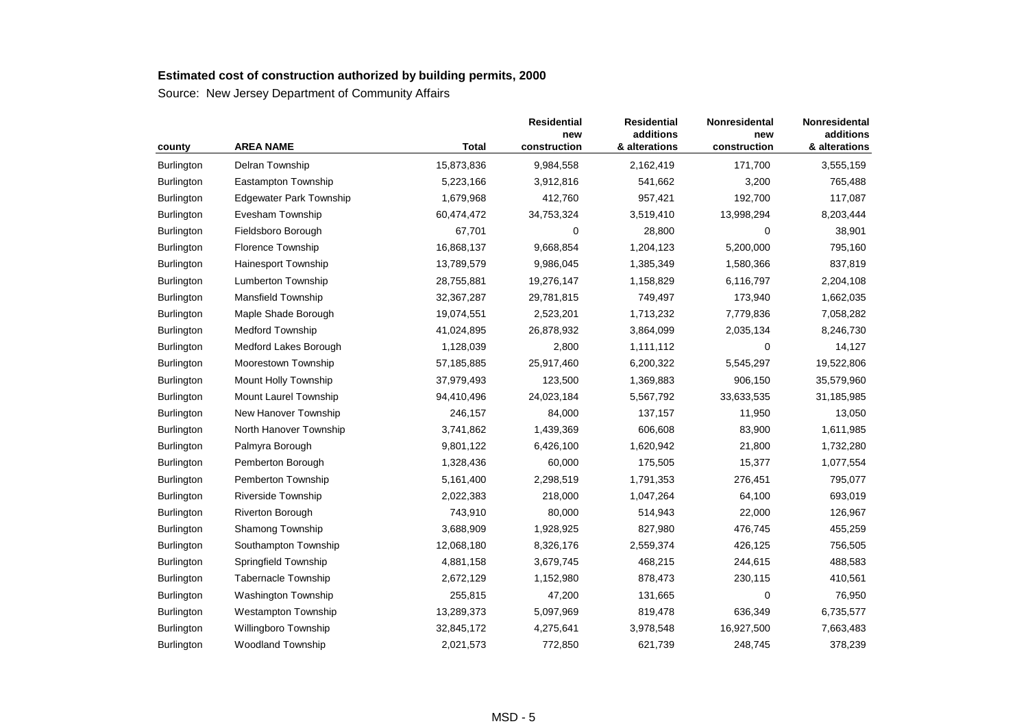**Estimated cost of construction authorized by building permits, 2000**

Source: New Jersey Department of Community Affairs

| county | AREA NAME | Total | Residential new construction | Residential additions & alterations | Nonresidental new construction | Nonresidental additions & alterations |
|---|---|---|---|---|---|---|
| Burlington | Delran Township | 15,873,836 | 9,984,558 | 2,162,419 | 171,700 | 3,555,159 |
| Burlington | Eastampton Township | 5,223,166 | 3,912,816 | 541,662 | 3,200 | 765,488 |
| Burlington | Edgewater Park Township | 1,679,968 | 412,760 | 957,421 | 192,700 | 117,087 |
| Burlington | Evesham Township | 60,474,472 | 34,753,324 | 3,519,410 | 13,998,294 | 8,203,444 |
| Burlington | Fieldsboro Borough | 67,701 | 0 | 28,800 | 0 | 38,901 |
| Burlington | Florence Township | 16,868,137 | 9,668,854 | 1,204,123 | 5,200,000 | 795,160 |
| Burlington | Hainesport Township | 13,789,579 | 9,986,045 | 1,385,349 | 1,580,366 | 837,819 |
| Burlington | Lumberton Township | 28,755,881 | 19,276,147 | 1,158,829 | 6,116,797 | 2,204,108 |
| Burlington | Mansfield Township | 32,367,287 | 29,781,815 | 749,497 | 173,940 | 1,662,035 |
| Burlington | Maple Shade Borough | 19,074,551 | 2,523,201 | 1,713,232 | 7,779,836 | 7,058,282 |
| Burlington | Medford Township | 41,024,895 | 26,878,932 | 3,864,099 | 2,035,134 | 8,246,730 |
| Burlington | Medford Lakes Borough | 1,128,039 | 2,800 | 1,111,112 | 0 | 14,127 |
| Burlington | Moorestown Township | 57,185,885 | 25,917,460 | 6,200,322 | 5,545,297 | 19,522,806 |
| Burlington | Mount Holly Township | 37,979,493 | 123,500 | 1,369,883 | 906,150 | 35,579,960 |
| Burlington | Mount Laurel Township | 94,410,496 | 24,023,184 | 5,567,792 | 33,633,535 | 31,185,985 |
| Burlington | New Hanover Township | 246,157 | 84,000 | 137,157 | 11,950 | 13,050 |
| Burlington | North Hanover Township | 3,741,862 | 1,439,369 | 606,608 | 83,900 | 1,611,985 |
| Burlington | Palmyra Borough | 9,801,122 | 6,426,100 | 1,620,942 | 21,800 | 1,732,280 |
| Burlington | Pemberton Borough | 1,328,436 | 60,000 | 175,505 | 15,377 | 1,077,554 |
| Burlington | Pemberton Township | 5,161,400 | 2,298,519 | 1,791,353 | 276,451 | 795,077 |
| Burlington | Riverside Township | 2,022,383 | 218,000 | 1,047,264 | 64,100 | 693,019 |
| Burlington | Riverton Borough | 743,910 | 80,000 | 514,943 | 22,000 | 126,967 |
| Burlington | Shamong Township | 3,688,909 | 1,928,925 | 827,980 | 476,745 | 455,259 |
| Burlington | Southampton Township | 12,068,180 | 8,326,176 | 2,559,374 | 426,125 | 756,505 |
| Burlington | Springfield Township | 4,881,158 | 3,679,745 | 468,215 | 244,615 | 488,583 |
| Burlington | Tabernacle Township | 2,672,129 | 1,152,980 | 878,473 | 230,115 | 410,561 |
| Burlington | Washington Township | 255,815 | 47,200 | 131,665 | 0 | 76,950 |
| Burlington | Westampton Township | 13,289,373 | 5,097,969 | 819,478 | 636,349 | 6,735,577 |
| Burlington | Willingboro Township | 32,845,172 | 4,275,641 | 3,978,548 | 16,927,500 | 7,663,483 |
| Burlington | Woodland Township | 2,021,573 | 772,850 | 621,739 | 248,745 | 378,239 |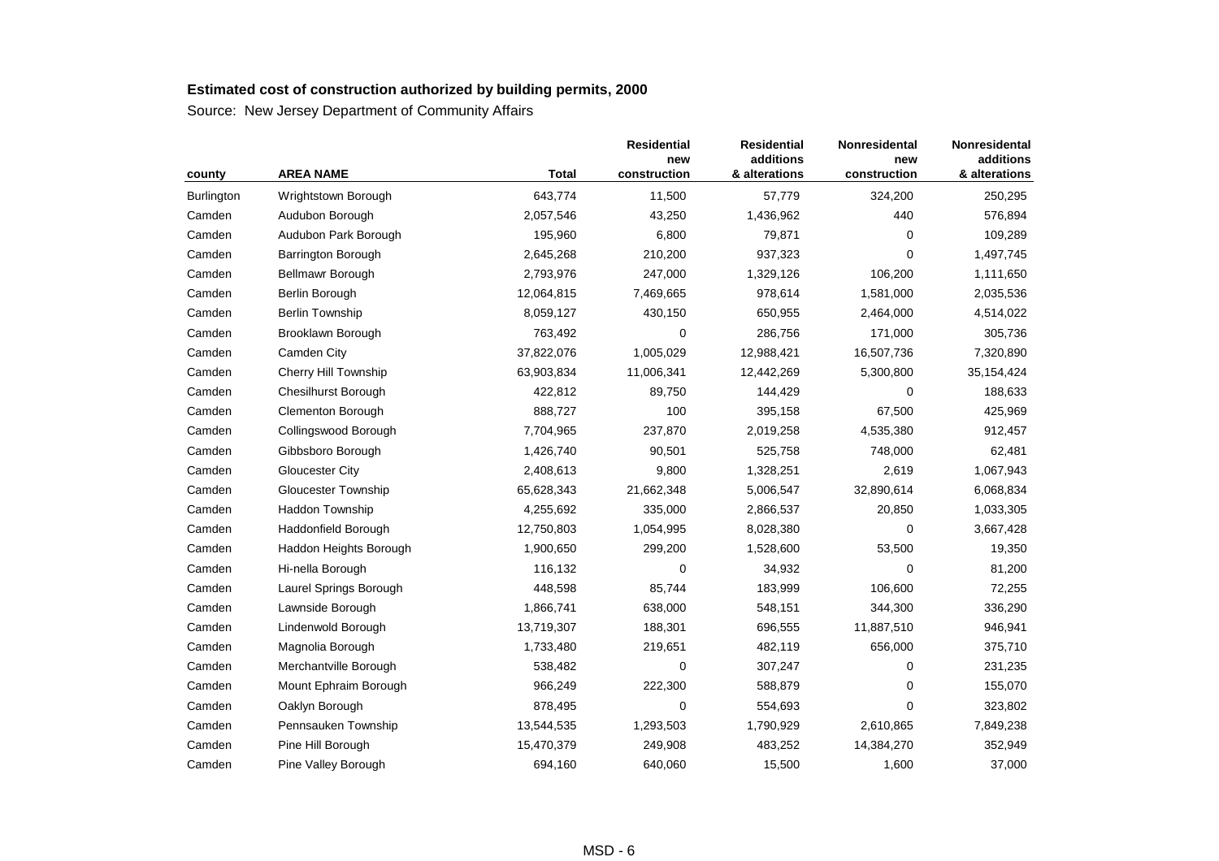**Estimated cost of construction authorized by building permits, 2000**

Source: New Jersey Department of Community Affairs

| county | AREA NAME | Total | Residential new construction | Residential additions & alterations | Nonresidential new construction | Nonresidential additions & alterations |
|---|---|---|---|---|---|---|
| Burlington | Wrightstown Borough | 643,774 | 11,500 | 57,779 | 324,200 | 250,295 |
| Camden | Audubon Borough | 2,057,546 | 43,250 | 1,436,962 | 440 | 576,894 |
| Camden | Audubon Park Borough | 195,960 | 6,800 | 79,871 | 0 | 109,289 |
| Camden | Barrington Borough | 2,645,268 | 210,200 | 937,323 | 0 | 1,497,745 |
| Camden | Bellmawr Borough | 2,793,976 | 247,000 | 1,329,126 | 106,200 | 1,111,650 |
| Camden | Berlin Borough | 12,064,815 | 7,469,665 | 978,614 | 1,581,000 | 2,035,536 |
| Camden | Berlin Township | 8,059,127 | 430,150 | 650,955 | 2,464,000 | 4,514,022 |
| Camden | Brooklawn Borough | 763,492 | 0 | 286,756 | 171,000 | 305,736 |
| Camden | Camden City | 37,822,076 | 1,005,029 | 12,988,421 | 16,507,736 | 7,320,890 |
| Camden | Cherry Hill Township | 63,903,834 | 11,006,341 | 12,442,269 | 5,300,800 | 35,154,424 |
| Camden | Chesilhurst Borough | 422,812 | 89,750 | 144,429 | 0 | 188,633 |
| Camden | Clementon Borough | 888,727 | 100 | 395,158 | 67,500 | 425,969 |
| Camden | Collingswood Borough | 7,704,965 | 237,870 | 2,019,258 | 4,535,380 | 912,457 |
| Camden | Gibbsboro Borough | 1,426,740 | 90,501 | 525,758 | 748,000 | 62,481 |
| Camden | Gloucester City | 2,408,613 | 9,800 | 1,328,251 | 2,619 | 1,067,943 |
| Camden | Gloucester Township | 65,628,343 | 21,662,348 | 5,006,547 | 32,890,614 | 6,068,834 |
| Camden | Haddon Township | 4,255,692 | 335,000 | 2,866,537 | 20,850 | 1,033,305 |
| Camden | Haddonfield Borough | 12,750,803 | 1,054,995 | 8,028,380 | 0 | 3,667,428 |
| Camden | Haddon Heights Borough | 1,900,650 | 299,200 | 1,528,600 | 53,500 | 19,350 |
| Camden | Hi-nella Borough | 116,132 | 0 | 34,932 | 0 | 81,200 |
| Camden | Laurel Springs Borough | 448,598 | 85,744 | 183,999 | 106,600 | 72,255 |
| Camden | Lawnside Borough | 1,866,741 | 638,000 | 548,151 | 344,300 | 336,290 |
| Camden | Lindenwold Borough | 13,719,307 | 188,301 | 696,555 | 11,887,510 | 946,941 |
| Camden | Magnolia Borough | 1,733,480 | 219,651 | 482,119 | 656,000 | 375,710 |
| Camden | Merchantville Borough | 538,482 | 0 | 307,247 | 0 | 231,235 |
| Camden | Mount Ephraim Borough | 966,249 | 222,300 | 588,879 | 0 | 155,070 |
| Camden | Oaklyn Borough | 878,495 | 0 | 554,693 | 0 | 323,802 |
| Camden | Pennsauken Township | 13,544,535 | 1,293,503 | 1,790,929 | 2,610,865 | 7,849,238 |
| Camden | Pine Hill Borough | 15,470,379 | 249,908 | 483,252 | 14,384,270 | 352,949 |
| Camden | Pine Valley Borough | 694,160 | 640,060 | 15,500 | 1,600 | 37,000 |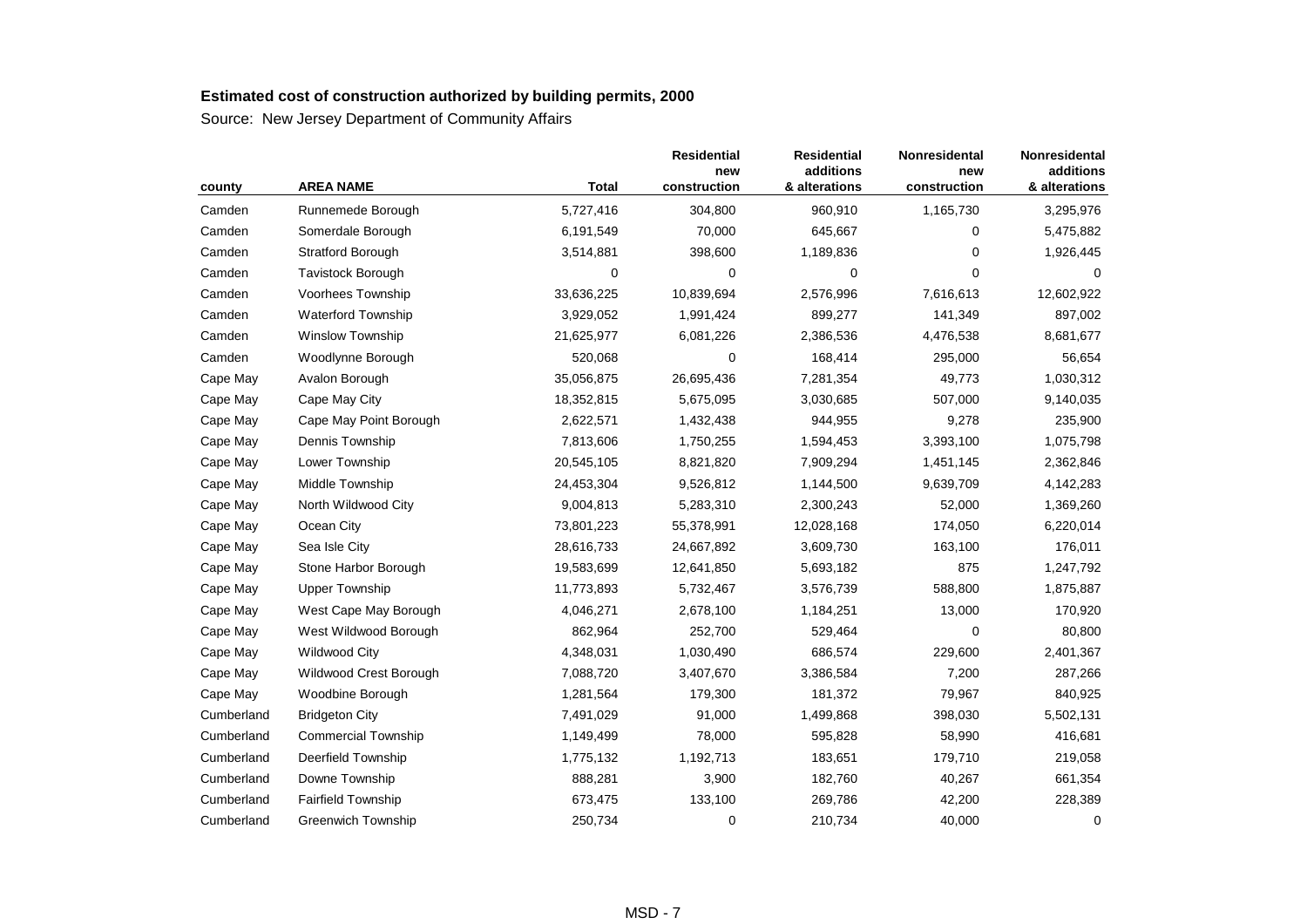**Estimated cost of construction authorized by building permits, 2000**

Source: New Jersey Department of Community Affairs

| county | AREA NAME | Total | Residential new construction | Residential additions & alterations | Nonresidental new construction | Nonresidental additions & alterations |
|---|---|---|---|---|---|---|
| Camden | Runnemede Borough | 5,727,416 | 304,800 | 960,910 | 1,165,730 | 3,295,976 |
| Camden | Somerdale Borough | 6,191,549 | 70,000 | 645,667 | 0 | 5,475,882 |
| Camden | Stratford Borough | 3,514,881 | 398,600 | 1,189,836 | 0 | 1,926,445 |
| Camden | Tavistock Borough | 0 | 0 | 0 | 0 | 0 |
| Camden | Voorhees Township | 33,636,225 | 10,839,694 | 2,576,996 | 7,616,613 | 12,602,922 |
| Camden | Waterford Township | 3,929,052 | 1,991,424 | 899,277 | 141,349 | 897,002 |
| Camden | Winslow Township | 21,625,977 | 6,081,226 | 2,386,536 | 4,476,538 | 8,681,677 |
| Camden | Woodlynne Borough | 520,068 | 0 | 168,414 | 295,000 | 56,654 |
| Cape May | Avalon Borough | 35,056,875 | 26,695,436 | 7,281,354 | 49,773 | 1,030,312 |
| Cape May | Cape May City | 18,352,815 | 5,675,095 | 3,030,685 | 507,000 | 9,140,035 |
| Cape May | Cape May Point Borough | 2,622,571 | 1,432,438 | 944,955 | 9,278 | 235,900 |
| Cape May | Dennis Township | 7,813,606 | 1,750,255 | 1,594,453 | 3,393,100 | 1,075,798 |
| Cape May | Lower Township | 20,545,105 | 8,821,820 | 7,909,294 | 1,451,145 | 2,362,846 |
| Cape May | Middle Township | 24,453,304 | 9,526,812 | 1,144,500 | 9,639,709 | 4,142,283 |
| Cape May | North Wildwood City | 9,004,813 | 5,283,310 | 2,300,243 | 52,000 | 1,369,260 |
| Cape May | Ocean City | 73,801,223 | 55,378,991 | 12,028,168 | 174,050 | 6,220,014 |
| Cape May | Sea Isle City | 28,616,733 | 24,667,892 | 3,609,730 | 163,100 | 176,011 |
| Cape May | Stone Harbor Borough | 19,583,699 | 12,641,850 | 5,693,182 | 875 | 1,247,792 |
| Cape May | Upper Township | 11,773,893 | 5,732,467 | 3,576,739 | 588,800 | 1,875,887 |
| Cape May | West Cape May Borough | 4,046,271 | 2,678,100 | 1,184,251 | 13,000 | 170,920 |
| Cape May | West Wildwood Borough | 862,964 | 252,700 | 529,464 | 0 | 80,800 |
| Cape May | Wildwood City | 4,348,031 | 1,030,490 | 686,574 | 229,600 | 2,401,367 |
| Cape May | Wildwood Crest Borough | 7,088,720 | 3,407,670 | 3,386,584 | 7,200 | 287,266 |
| Cape May | Woodbine Borough | 1,281,564 | 179,300 | 181,372 | 79,967 | 840,925 |
| Cumberland | Bridgeton City | 7,491,029 | 91,000 | 1,499,868 | 398,030 | 5,502,131 |
| Cumberland | Commercial Township | 1,149,499 | 78,000 | 595,828 | 58,990 | 416,681 |
| Cumberland | Deerfield Township | 1,775,132 | 1,192,713 | 183,651 | 179,710 | 219,058 |
| Cumberland | Downe Township | 888,281 | 3,900 | 182,760 | 40,267 | 661,354 |
| Cumberland | Fairfield Township | 673,475 | 133,100 | 269,786 | 42,200 | 228,389 |
| Cumberland | Greenwich Township | 250,734 | 0 | 210,734 | 40,000 | 0 |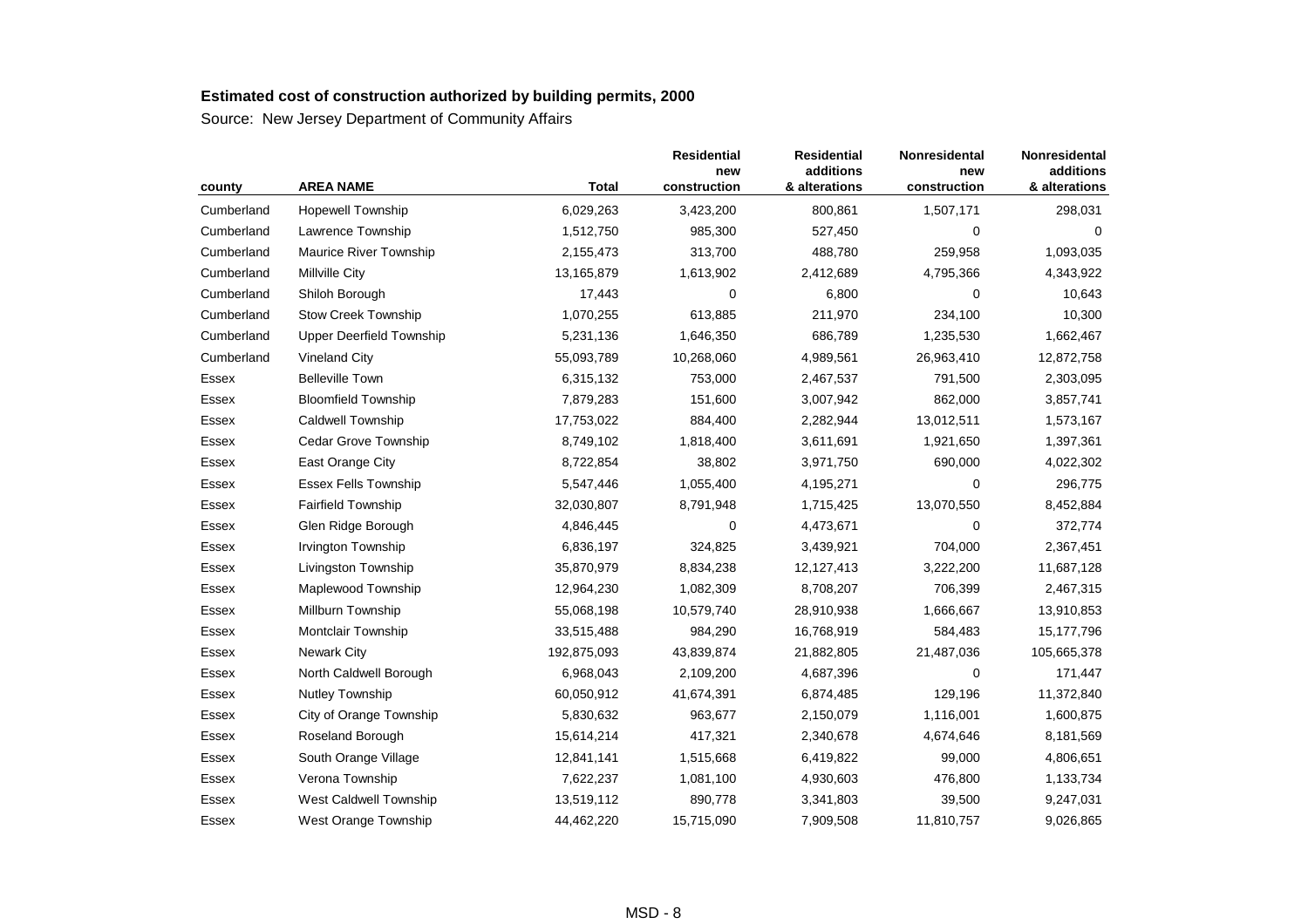**Estimated cost of construction authorized by building permits, 2000**

Source: New Jersey Department of Community Affairs

| county | AREA NAME | Total | Residential new construction | Residential additions & alterations | Nonresidental new construction | Nonresidental additions & alterations |
|---|---|---|---|---|---|---|
| Cumberland | Hopewell Township | 6,029,263 | 3,423,200 | 800,861 | 1,507,171 | 298,031 |
| Cumberland | Lawrence Township | 1,512,750 | 985,300 | 527,450 | 0 | 0 |
| Cumberland | Maurice River Township | 2,155,473 | 313,700 | 488,780 | 259,958 | 1,093,035 |
| Cumberland | Millville City | 13,165,879 | 1,613,902 | 2,412,689 | 4,795,366 | 4,343,922 |
| Cumberland | Shiloh Borough | 17,443 | 0 | 6,800 | 0 | 10,643 |
| Cumberland | Stow Creek Township | 1,070,255 | 613,885 | 211,970 | 234,100 | 10,300 |
| Cumberland | Upper Deerfield Township | 5,231,136 | 1,646,350 | 686,789 | 1,235,530 | 1,662,467 |
| Cumberland | Vineland City | 55,093,789 | 10,268,060 | 4,989,561 | 26,963,410 | 12,872,758 |
| Essex | Belleville Town | 6,315,132 | 753,000 | 2,467,537 | 791,500 | 2,303,095 |
| Essex | Bloomfield Township | 7,879,283 | 151,600 | 3,007,942 | 862,000 | 3,857,741 |
| Essex | Caldwell Township | 17,753,022 | 884,400 | 2,282,944 | 13,012,511 | 1,573,167 |
| Essex | Cedar Grove Township | 8,749,102 | 1,818,400 | 3,611,691 | 1,921,650 | 1,397,361 |
| Essex | East Orange City | 8,722,854 | 38,802 | 3,971,750 | 690,000 | 4,022,302 |
| Essex | Essex Fells Township | 5,547,446 | 1,055,400 | 4,195,271 | 0 | 296,775 |
| Essex | Fairfield Township | 32,030,807 | 8,791,948 | 1,715,425 | 13,070,550 | 8,452,884 |
| Essex | Glen Ridge Borough | 4,846,445 | 0 | 4,473,671 | 0 | 372,774 |
| Essex | Irvington Township | 6,836,197 | 324,825 | 3,439,921 | 704,000 | 2,367,451 |
| Essex | Livingston Township | 35,870,979 | 8,834,238 | 12,127,413 | 3,222,200 | 11,687,128 |
| Essex | Maplewood Township | 12,964,230 | 1,082,309 | 8,708,207 | 706,399 | 2,467,315 |
| Essex | Millburn Township | 55,068,198 | 10,579,740 | 28,910,938 | 1,666,667 | 13,910,853 |
| Essex | Montclair Township | 33,515,488 | 984,290 | 16,768,919 | 584,483 | 15,177,796 |
| Essex | Newark City | 192,875,093 | 43,839,874 | 21,882,805 | 21,487,036 | 105,665,378 |
| Essex | North Caldwell Borough | 6,968,043 | 2,109,200 | 4,687,396 | 0 | 171,447 |
| Essex | Nutley Township | 60,050,912 | 41,674,391 | 6,874,485 | 129,196 | 11,372,840 |
| Essex | City of Orange Township | 5,830,632 | 963,677 | 2,150,079 | 1,116,001 | 1,600,875 |
| Essex | Roseland Borough | 15,614,214 | 417,321 | 2,340,678 | 4,674,646 | 8,181,569 |
| Essex | South Orange Village | 12,841,141 | 1,515,668 | 6,419,822 | 99,000 | 4,806,651 |
| Essex | Verona Township | 7,622,237 | 1,081,100 | 4,930,603 | 476,800 | 1,133,734 |
| Essex | West Caldwell Township | 13,519,112 | 890,778 | 3,341,803 | 39,500 | 9,247,031 |
| Essex | West Orange Township | 44,462,220 | 15,715,090 | 7,909,508 | 11,810,757 | 9,026,865 |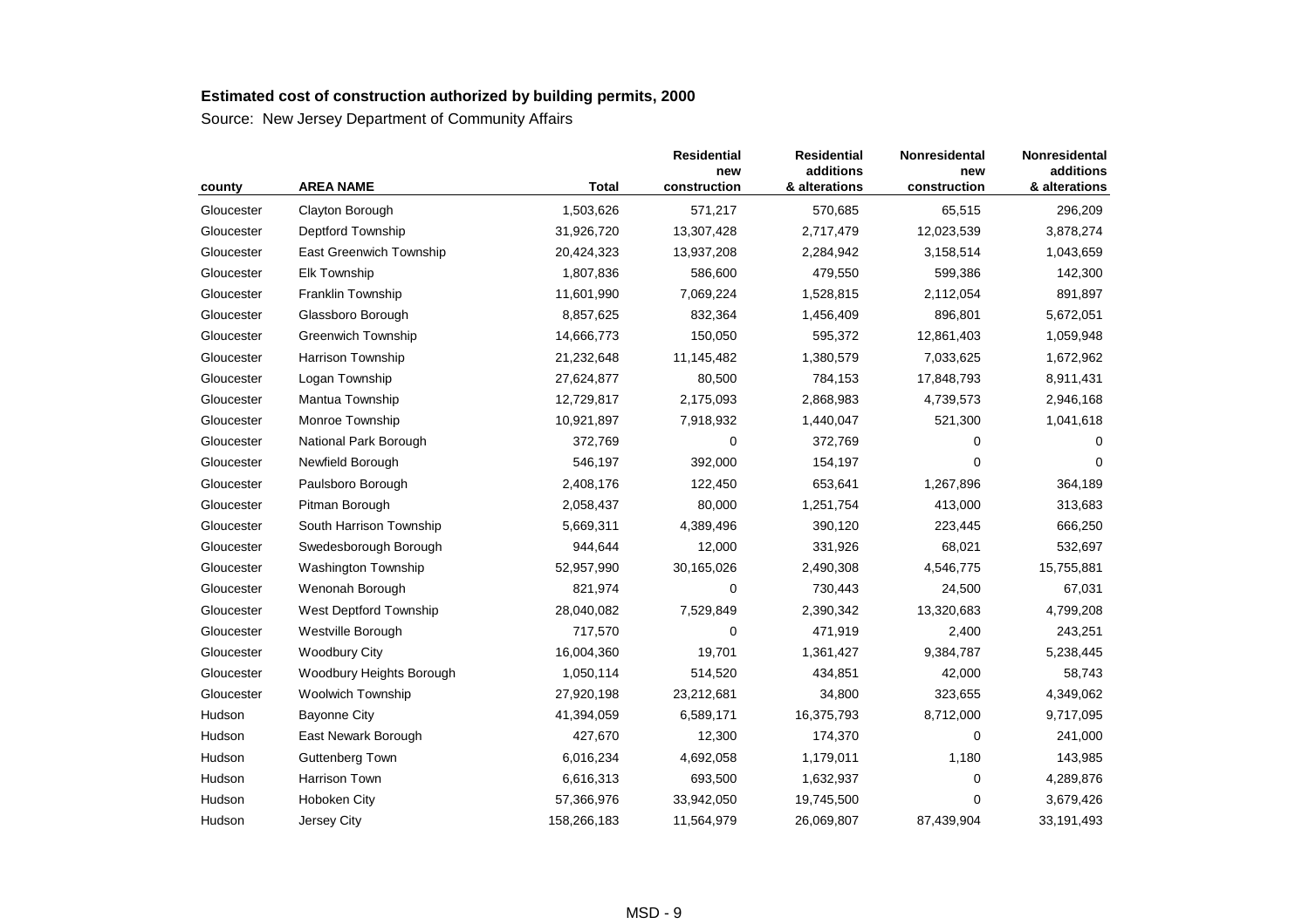**Estimated cost of construction authorized by building permits, 2000**

Source: New Jersey Department of Community Affairs

| county | AREA NAME | Total | Residential new construction | Residential additions & alterations | Nonresidental new construction | Nonresidental additions & alterations |
|---|---|---|---|---|---|---|
| Gloucester | Clayton Borough | 1,503,626 | 571,217 | 570,685 | 65,515 | 296,209 |
| Gloucester | Deptford Township | 31,926,720 | 13,307,428 | 2,717,479 | 12,023,539 | 3,878,274 |
| Gloucester | East Greenwich Township | 20,424,323 | 13,937,208 | 2,284,942 | 3,158,514 | 1,043,659 |
| Gloucester | Elk Township | 1,807,836 | 586,600 | 479,550 | 599,386 | 142,300 |
| Gloucester | Franklin Township | 11,601,990 | 7,069,224 | 1,528,815 | 2,112,054 | 891,897 |
| Gloucester | Glassboro Borough | 8,857,625 | 832,364 | 1,456,409 | 896,801 | 5,672,051 |
| Gloucester | Greenwich Township | 14,666,773 | 150,050 | 595,372 | 12,861,403 | 1,059,948 |
| Gloucester | Harrison Township | 21,232,648 | 11,145,482 | 1,380,579 | 7,033,625 | 1,672,962 |
| Gloucester | Logan Township | 27,624,877 | 80,500 | 784,153 | 17,848,793 | 8,911,431 |
| Gloucester | Mantua Township | 12,729,817 | 2,175,093 | 2,868,983 | 4,739,573 | 2,946,168 |
| Gloucester | Monroe Township | 10,921,897 | 7,918,932 | 1,440,047 | 521,300 | 1,041,618 |
| Gloucester | National Park Borough | 372,769 | 0 | 372,769 | 0 | 0 |
| Gloucester | Newfield Borough | 546,197 | 392,000 | 154,197 | 0 | 0 |
| Gloucester | Paulsboro Borough | 2,408,176 | 122,450 | 653,641 | 1,267,896 | 364,189 |
| Gloucester | Pitman Borough | 2,058,437 | 80,000 | 1,251,754 | 413,000 | 313,683 |
| Gloucester | South Harrison Township | 5,669,311 | 4,389,496 | 390,120 | 223,445 | 666,250 |
| Gloucester | Swedesborough Borough | 944,644 | 12,000 | 331,926 | 68,021 | 532,697 |
| Gloucester | Washington Township | 52,957,990 | 30,165,026 | 2,490,308 | 4,546,775 | 15,755,881 |
| Gloucester | Wenonah Borough | 821,974 | 0 | 730,443 | 24,500 | 67,031 |
| Gloucester | West Deptford Township | 28,040,082 | 7,529,849 | 2,390,342 | 13,320,683 | 4,799,208 |
| Gloucester | Westville Borough | 717,570 | 0 | 471,919 | 2,400 | 243,251 |
| Gloucester | Woodbury City | 16,004,360 | 19,701 | 1,361,427 | 9,384,787 | 5,238,445 |
| Gloucester | Woodbury Heights Borough | 1,050,114 | 514,520 | 434,851 | 42,000 | 58,743 |
| Gloucester | Woolwich Township | 27,920,198 | 23,212,681 | 34,800 | 323,655 | 4,349,062 |
| Hudson | Bayonne City | 41,394,059 | 6,589,171 | 16,375,793 | 8,712,000 | 9,717,095 |
| Hudson | East Newark Borough | 427,670 | 12,300 | 174,370 | 0 | 241,000 |
| Hudson | Guttenberg Town | 6,016,234 | 4,692,058 | 1,179,011 | 1,180 | 143,985 |
| Hudson | Harrison Town | 6,616,313 | 693,500 | 1,632,937 | 0 | 4,289,876 |
| Hudson | Hoboken City | 57,366,976 | 33,942,050 | 19,745,500 | 0 | 3,679,426 |
| Hudson | Jersey City | 158,266,183 | 11,564,979 | 26,069,807 | 87,439,904 | 33,191,493 |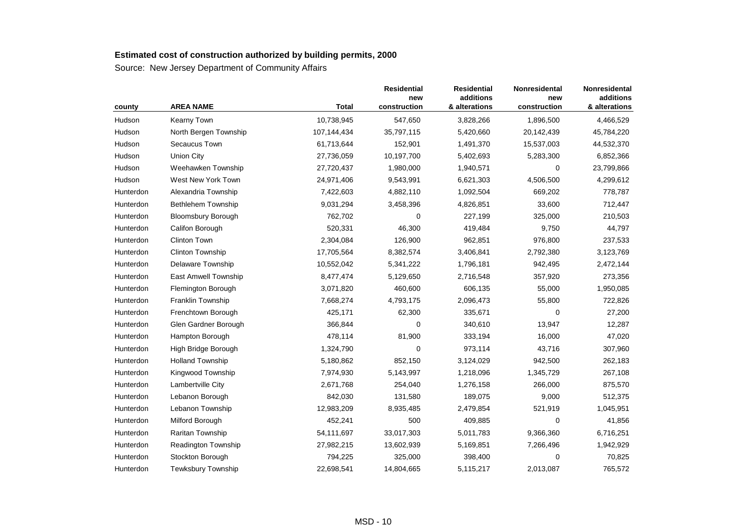**Estimated cost of construction authorized by building permits, 2000**

Source: New Jersey Department of Community Affairs

| county | AREA NAME | Total | Residential new construction | Residential additions & alterations | Nonresidential new construction | Nonresidential additions & alterations |
|---|---|---|---|---|---|---|
| Hudson | Kearny Town | 10,738,945 | 547,650 | 3,828,266 | 1,896,500 | 4,466,529 |
| Hudson | North Bergen Township | 107,144,434 | 35,797,115 | 5,420,660 | 20,142,439 | 45,784,220 |
| Hudson | Secaucus Town | 61,713,644 | 152,901 | 1,491,370 | 15,537,003 | 44,532,370 |
| Hudson | Union City | 27,736,059 | 10,197,700 | 5,402,693 | 5,283,300 | 6,852,366 |
| Hudson | Weehawken Township | 27,720,437 | 1,980,000 | 1,940,571 | 0 | 23,799,866 |
| Hudson | West New York Town | 24,971,406 | 9,543,991 | 6,621,303 | 4,506,500 | 4,299,612 |
| Hunterdon | Alexandria Township | 7,422,603 | 4,882,110 | 1,092,504 | 669,202 | 778,787 |
| Hunterdon | Bethlehem Township | 9,031,294 | 3,458,396 | 4,826,851 | 33,600 | 712,447 |
| Hunterdon | Bloomsbury Borough | 762,702 | 0 | 227,199 | 325,000 | 210,503 |
| Hunterdon | Califon Borough | 520,331 | 46,300 | 419,484 | 9,750 | 44,797 |
| Hunterdon | Clinton Town | 2,304,084 | 126,900 | 962,851 | 976,800 | 237,533 |
| Hunterdon | Clinton Township | 17,705,564 | 8,382,574 | 3,406,841 | 2,792,380 | 3,123,769 |
| Hunterdon | Delaware Township | 10,552,042 | 5,341,222 | 1,796,181 | 942,495 | 2,472,144 |
| Hunterdon | East Amwell Township | 8,477,474 | 5,129,650 | 2,716,548 | 357,920 | 273,356 |
| Hunterdon | Flemington Borough | 3,071,820 | 460,600 | 606,135 | 55,000 | 1,950,085 |
| Hunterdon | Franklin Township | 7,668,274 | 4,793,175 | 2,096,473 | 55,800 | 722,826 |
| Hunterdon | Frenchtown Borough | 425,171 | 62,300 | 335,671 | 0 | 27,200 |
| Hunterdon | Glen Gardner Borough | 366,844 | 0 | 340,610 | 13,947 | 12,287 |
| Hunterdon | Hampton Borough | 478,114 | 81,900 | 333,194 | 16,000 | 47,020 |
| Hunterdon | High Bridge Borough | 1,324,790 | 0 | 973,114 | 43,716 | 307,960 |
| Hunterdon | Holland Township | 5,180,862 | 852,150 | 3,124,029 | 942,500 | 262,183 |
| Hunterdon | Kingwood Township | 7,974,930 | 5,143,997 | 1,218,096 | 1,345,729 | 267,108 |
| Hunterdon | Lambertville City | 2,671,768 | 254,040 | 1,276,158 | 266,000 | 875,570 |
| Hunterdon | Lebanon Borough | 842,030 | 131,580 | 189,075 | 9,000 | 512,375 |
| Hunterdon | Lebanon Township | 12,983,209 | 8,935,485 | 2,479,854 | 521,919 | 1,045,951 |
| Hunterdon | Milford Borough | 452,241 | 500 | 409,885 | 0 | 41,856 |
| Hunterdon | Raritan Township | 54,111,697 | 33,017,303 | 5,011,783 | 9,366,360 | 6,716,251 |
| Hunterdon | Readington Township | 27,982,215 | 13,602,939 | 5,169,851 | 7,266,496 | 1,942,929 |
| Hunterdon | Stockton Borough | 794,225 | 325,000 | 398,400 | 0 | 70,825 |
| Hunterdon | Tewksbury Township | 22,698,541 | 14,804,665 | 5,115,217 | 2,013,087 | 765,572 |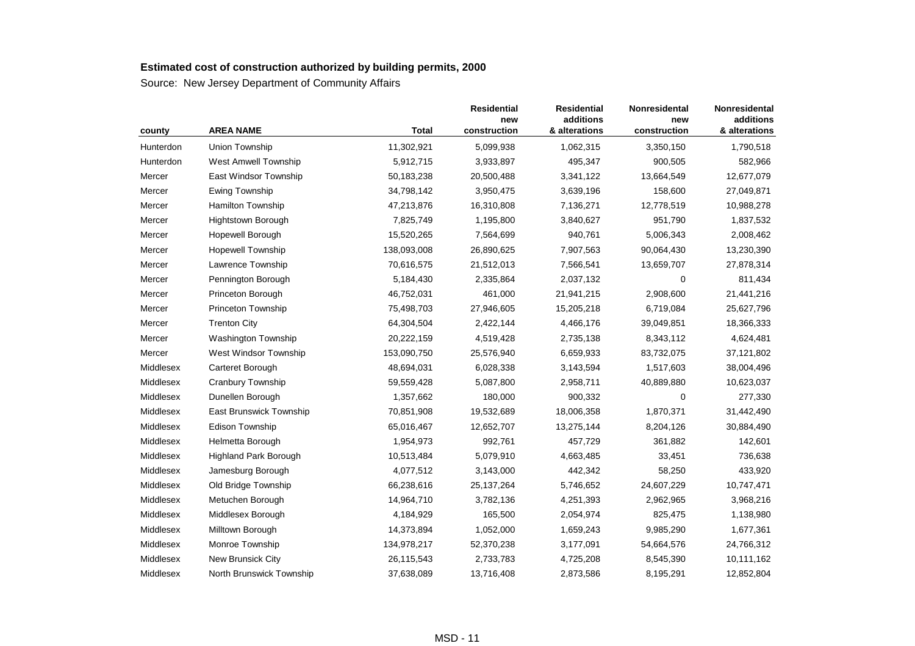**Estimated cost of construction authorized by building permits, 2000**

Source: New Jersey Department of Community Affairs

| county | AREA NAME | Total | Residential new construction | Residential additions & alterations | Nonresidental new construction | Nonresidental additions & alterations |
|---|---|---|---|---|---|---|
| Hunterdon | Union Township | 11,302,921 | 5,099,938 | 1,062,315 | 3,350,150 | 1,790,518 |
| Hunterdon | West Amwell Township | 5,912,715 | 3,933,897 | 495,347 | 900,505 | 582,966 |
| Mercer | East Windsor Township | 50,183,238 | 20,500,488 | 3,341,122 | 13,664,549 | 12,677,079 |
| Mercer | Ewing Township | 34,798,142 | 3,950,475 | 3,639,196 | 158,600 | 27,049,871 |
| Mercer | Hamilton Township | 47,213,876 | 16,310,808 | 7,136,271 | 12,778,519 | 10,988,278 |
| Mercer | Hightstown Borough | 7,825,749 | 1,195,800 | 3,840,627 | 951,790 | 1,837,532 |
| Mercer | Hopewell Borough | 15,520,265 | 7,564,699 | 940,761 | 5,006,343 | 2,008,462 |
| Mercer | Hopewell Township | 138,093,008 | 26,890,625 | 7,907,563 | 90,064,430 | 13,230,390 |
| Mercer | Lawrence Township | 70,616,575 | 21,512,013 | 7,566,541 | 13,659,707 | 27,878,314 |
| Mercer | Pennington Borough | 5,184,430 | 2,335,864 | 2,037,132 | 0 | 811,434 |
| Mercer | Princeton Borough | 46,752,031 | 461,000 | 21,941,215 | 2,908,600 | 21,441,216 |
| Mercer | Princeton Township | 75,498,703 | 27,946,605 | 15,205,218 | 6,719,084 | 25,627,796 |
| Mercer | Trenton City | 64,304,504 | 2,422,144 | 4,466,176 | 39,049,851 | 18,366,333 |
| Mercer | Washington Township | 20,222,159 | 4,519,428 | 2,735,138 | 8,343,112 | 4,624,481 |
| Mercer | West Windsor Township | 153,090,750 | 25,576,940 | 6,659,933 | 83,732,075 | 37,121,802 |
| Middlesex | Carteret Borough | 48,694,031 | 6,028,338 | 3,143,594 | 1,517,603 | 38,004,496 |
| Middlesex | Cranbury Township | 59,559,428 | 5,087,800 | 2,958,711 | 40,889,880 | 10,623,037 |
| Middlesex | Dunellen Borough | 1,357,662 | 180,000 | 900,332 | 0 | 277,330 |
| Middlesex | East Brunswick Township | 70,851,908 | 19,532,689 | 18,006,358 | 1,870,371 | 31,442,490 |
| Middlesex | Edison Township | 65,016,467 | 12,652,707 | 13,275,144 | 8,204,126 | 30,884,490 |
| Middlesex | Helmetta Borough | 1,954,973 | 992,761 | 457,729 | 361,882 | 142,601 |
| Middlesex | Highland Park Borough | 10,513,484 | 5,079,910 | 4,663,485 | 33,451 | 736,638 |
| Middlesex | Jamesburg Borough | 4,077,512 | 3,143,000 | 442,342 | 58,250 | 433,920 |
| Middlesex | Old Bridge Township | 66,238,616 | 25,137,264 | 5,746,652 | 24,607,229 | 10,747,471 |
| Middlesex | Metuchen Borough | 14,964,710 | 3,782,136 | 4,251,393 | 2,962,965 | 3,968,216 |
| Middlesex | Middlesex Borough | 4,184,929 | 165,500 | 2,054,974 | 825,475 | 1,138,980 |
| Middlesex | Milltown Borough | 14,373,894 | 1,052,000 | 1,659,243 | 9,985,290 | 1,677,361 |
| Middlesex | Monroe Township | 134,978,217 | 52,370,238 | 3,177,091 | 54,664,576 | 24,766,312 |
| Middlesex | New Brunsick City | 26,115,543 | 2,733,783 | 4,725,208 | 8,545,390 | 10,111,162 |
| Middlesex | North Brunswick Township | 37,638,089 | 13,716,408 | 2,873,586 | 8,195,291 | 12,852,804 |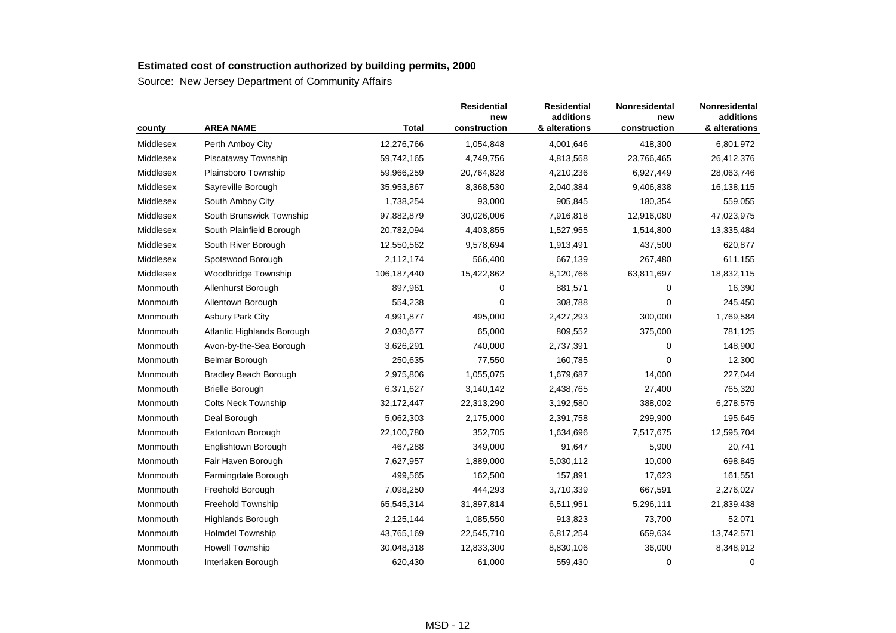**Estimated cost of construction authorized by building permits, 2000**

Source: New Jersey Department of Community Affairs

| county | AREA NAME | Total | Residential new construction | Residential additions & alterations | Nonresidental new construction | Nonresidental additions & alterations |
|---|---|---|---|---|---|---|
| Middlesex | Perth Amboy City | 12,276,766 | 1,054,848 | 4,001,646 | 418,300 | 6,801,972 |
| Middlesex | Piscataway Township | 59,742,165 | 4,749,756 | 4,813,568 | 23,766,465 | 26,412,376 |
| Middlesex | Plainsboro Township | 59,966,259 | 20,764,828 | 4,210,236 | 6,927,449 | 28,063,746 |
| Middlesex | Sayreville Borough | 35,953,867 | 8,368,530 | 2,040,384 | 9,406,838 | 16,138,115 |
| Middlesex | South Amboy City | 1,738,254 | 93,000 | 905,845 | 180,354 | 559,055 |
| Middlesex | South Brunswick Township | 97,882,879 | 30,026,006 | 7,916,818 | 12,916,080 | 47,023,975 |
| Middlesex | South Plainfield Borough | 20,782,094 | 4,403,855 | 1,527,955 | 1,514,800 | 13,335,484 |
| Middlesex | South River Borough | 12,550,562 | 9,578,694 | 1,913,491 | 437,500 | 620,877 |
| Middlesex | Spotswood Borough | 2,112,174 | 566,400 | 667,139 | 267,480 | 611,155 |
| Middlesex | Woodbridge Township | 106,187,440 | 15,422,862 | 8,120,766 | 63,811,697 | 18,832,115 |
| Monmouth | Allenhurst Borough | 897,961 | 0 | 881,571 | 0 | 16,390 |
| Monmouth | Allentown Borough | 554,238 | 0 | 308,788 | 0 | 245,450 |
| Monmouth | Asbury Park City | 4,991,877 | 495,000 | 2,427,293 | 300,000 | 1,769,584 |
| Monmouth | Atlantic Highlands Borough | 2,030,677 | 65,000 | 809,552 | 375,000 | 781,125 |
| Monmouth | Avon-by-the-Sea Borough | 3,626,291 | 740,000 | 2,737,391 | 0 | 148,900 |
| Monmouth | Belmar Borough | 250,635 | 77,550 | 160,785 | 0 | 12,300 |
| Monmouth | Bradley Beach Borough | 2,975,806 | 1,055,075 | 1,679,687 | 14,000 | 227,044 |
| Monmouth | Brielle Borough | 6,371,627 | 3,140,142 | 2,438,765 | 27,400 | 765,320 |
| Monmouth | Colts Neck Township | 32,172,447 | 22,313,290 | 3,192,580 | 388,002 | 6,278,575 |
| Monmouth | Deal Borough | 5,062,303 | 2,175,000 | 2,391,758 | 299,900 | 195,645 |
| Monmouth | Eatontown Borough | 22,100,780 | 352,705 | 1,634,696 | 7,517,675 | 12,595,704 |
| Monmouth | Englishtown Borough | 467,288 | 349,000 | 91,647 | 5,900 | 20,741 |
| Monmouth | Fair Haven Borough | 7,627,957 | 1,889,000 | 5,030,112 | 10,000 | 698,845 |
| Monmouth | Farmingdale Borough | 499,565 | 162,500 | 157,891 | 17,623 | 161,551 |
| Monmouth | Freehold Borough | 7,098,250 | 444,293 | 3,710,339 | 667,591 | 2,276,027 |
| Monmouth | Freehold Township | 65,545,314 | 31,897,814 | 6,511,951 | 5,296,111 | 21,839,438 |
| Monmouth | Highlands Borough | 2,125,144 | 1,085,550 | 913,823 | 73,700 | 52,071 |
| Monmouth | Holmdel Township | 43,765,169 | 22,545,710 | 6,817,254 | 659,634 | 13,742,571 |
| Monmouth | Howell Township | 30,048,318 | 12,833,300 | 8,830,106 | 36,000 | 8,348,912 |
| Monmouth | Interlaken Borough | 620,430 | 61,000 | 559,430 | 0 | 0 |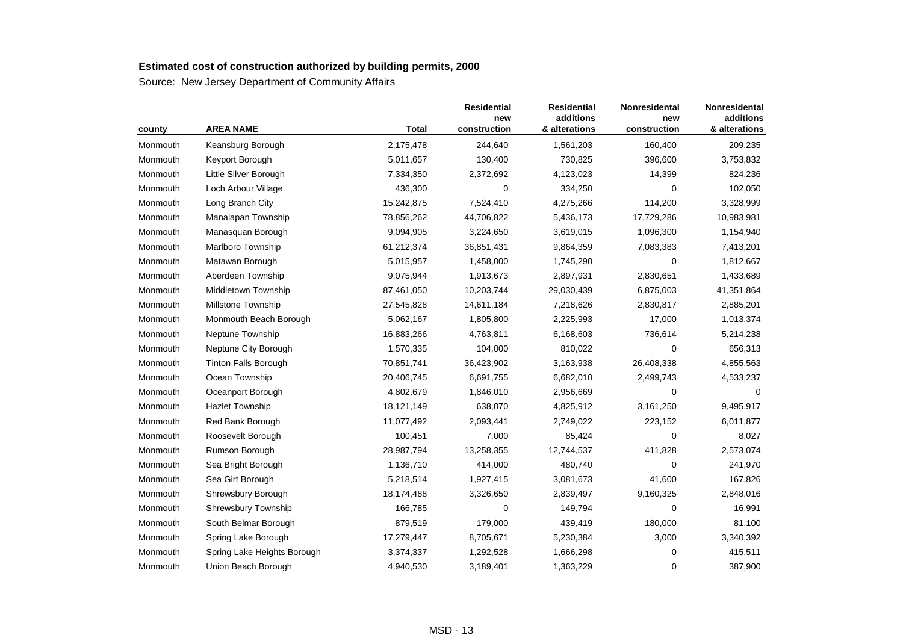**Estimated cost of construction authorized by building permits, 2000**

Source: New Jersey Department of Community Affairs

| county | AREA NAME | Total | Residential new construction | Residential additions & alterations | Nonresidental new construction | Nonresidental additions & alterations |
|---|---|---|---|---|---|---|
| Monmouth | Keansburg Borough | 2,175,478 | 244,640 | 1,561,203 | 160,400 | 209,235 |
| Monmouth | Keyport Borough | 5,011,657 | 130,400 | 730,825 | 396,600 | 3,753,832 |
| Monmouth | Little Silver Borough | 7,334,350 | 2,372,692 | 4,123,023 | 14,399 | 824,236 |
| Monmouth | Loch Arbour Village | 436,300 | 0 | 334,250 | 0 | 102,050 |
| Monmouth | Long Branch City | 15,242,875 | 7,524,410 | 4,275,266 | 114,200 | 3,328,999 |
| Monmouth | Manalapan Township | 78,856,262 | 44,706,822 | 5,436,173 | 17,729,286 | 10,983,981 |
| Monmouth | Manasquan Borough | 9,094,905 | 3,224,650 | 3,619,015 | 1,096,300 | 1,154,940 |
| Monmouth | Marlboro Township | 61,212,374 | 36,851,431 | 9,864,359 | 7,083,383 | 7,413,201 |
| Monmouth | Matawan Borough | 5,015,957 | 1,458,000 | 1,745,290 | 0 | 1,812,667 |
| Monmouth | Aberdeen Township | 9,075,944 | 1,913,673 | 2,897,931 | 2,830,651 | 1,433,689 |
| Monmouth | Middletown Township | 87,461,050 | 10,203,744 | 29,030,439 | 6,875,003 | 41,351,864 |
| Monmouth | Millstone Township | 27,545,828 | 14,611,184 | 7,218,626 | 2,830,817 | 2,885,201 |
| Monmouth | Monmouth Beach Borough | 5,062,167 | 1,805,800 | 2,225,993 | 17,000 | 1,013,374 |
| Monmouth | Neptune Township | 16,883,266 | 4,763,811 | 6,168,603 | 736,614 | 5,214,238 |
| Monmouth | Neptune City Borough | 1,570,335 | 104,000 | 810,022 | 0 | 656,313 |
| Monmouth | Tinton Falls Borough | 70,851,741 | 36,423,902 | 3,163,938 | 26,408,338 | 4,855,563 |
| Monmouth | Ocean Township | 20,406,745 | 6,691,755 | 6,682,010 | 2,499,743 | 4,533,237 |
| Monmouth | Oceanport Borough | 4,802,679 | 1,846,010 | 2,956,669 | 0 | 0 |
| Monmouth | Hazlet Township | 18,121,149 | 638,070 | 4,825,912 | 3,161,250 | 9,495,917 |
| Monmouth | Red Bank Borough | 11,077,492 | 2,093,441 | 2,749,022 | 223,152 | 6,011,877 |
| Monmouth | Roosevelt Borough | 100,451 | 7,000 | 85,424 | 0 | 8,027 |
| Monmouth | Rumson Borough | 28,987,794 | 13,258,355 | 12,744,537 | 411,828 | 2,573,074 |
| Monmouth | Sea Bright Borough | 1,136,710 | 414,000 | 480,740 | 0 | 241,970 |
| Monmouth | Sea Girt Borough | 5,218,514 | 1,927,415 | 3,081,673 | 41,600 | 167,826 |
| Monmouth | Shrewsbury Borough | 18,174,488 | 3,326,650 | 2,839,497 | 9,160,325 | 2,848,016 |
| Monmouth | Shrewsbury Township | 166,785 | 0 | 149,794 | 0 | 16,991 |
| Monmouth | South Belmar Borough | 879,519 | 179,000 | 439,419 | 180,000 | 81,100 |
| Monmouth | Spring Lake Borough | 17,279,447 | 8,705,671 | 5,230,384 | 3,000 | 3,340,392 |
| Monmouth | Spring Lake Heights Borough | 3,374,337 | 1,292,528 | 1,666,298 | 0 | 415,511 |
| Monmouth | Union Beach Borough | 4,940,530 | 3,189,401 | 1,363,229 | 0 | 387,900 |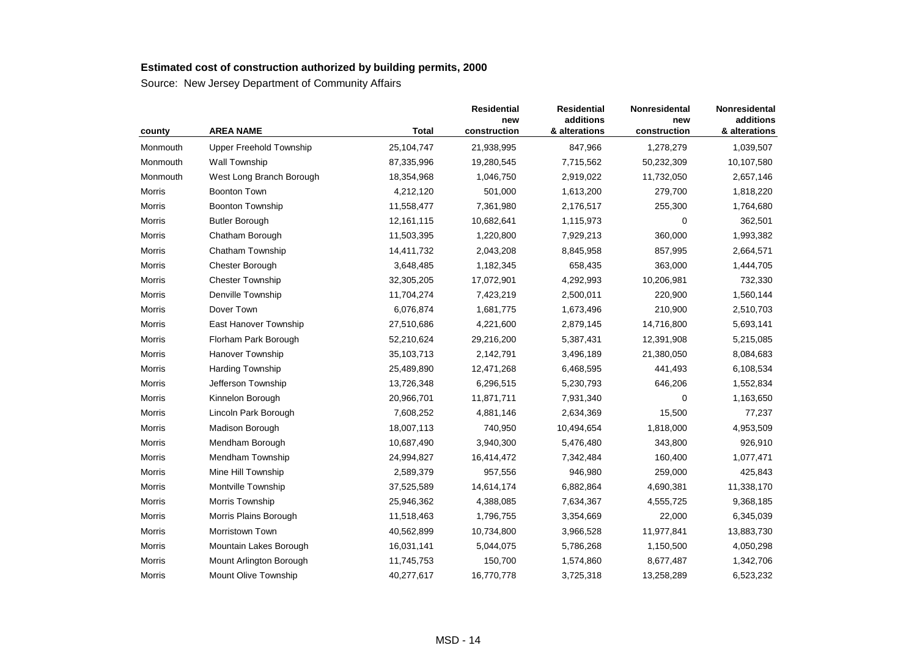**Estimated cost of construction authorized by building permits, 2000**

Source: New Jersey Department of Community Affairs

| county | AREA NAME | Total | Residential new construction | Residential additions & alterations | Nonresidental new construction | Nonresidental additions & alterations |
|---|---|---|---|---|---|---|
| Monmouth | Upper Freehold Township | 25,104,747 | 21,938,995 | 847,966 | 1,278,279 | 1,039,507 |
| Monmouth | Wall Township | 87,335,996 | 19,280,545 | 7,715,562 | 50,232,309 | 10,107,580 |
| Monmouth | West Long Branch Borough | 18,354,968 | 1,046,750 | 2,919,022 | 11,732,050 | 2,657,146 |
| Morris | Boonton Town | 4,212,120 | 501,000 | 1,613,200 | 279,700 | 1,818,220 |
| Morris | Boonton Township | 11,558,477 | 7,361,980 | 2,176,517 | 255,300 | 1,764,680 |
| Morris | Butler Borough | 12,161,115 | 10,682,641 | 1,115,973 | 0 | 362,501 |
| Morris | Chatham Borough | 11,503,395 | 1,220,800 | 7,929,213 | 360,000 | 1,993,382 |
| Morris | Chatham Township | 14,411,732 | 2,043,208 | 8,845,958 | 857,995 | 2,664,571 |
| Morris | Chester Borough | 3,648,485 | 1,182,345 | 658,435 | 363,000 | 1,444,705 |
| Morris | Chester Township | 32,305,205 | 17,072,901 | 4,292,993 | 10,206,981 | 732,330 |
| Morris | Denville Township | 11,704,274 | 7,423,219 | 2,500,011 | 220,900 | 1,560,144 |
| Morris | Dover Town | 6,076,874 | 1,681,775 | 1,673,496 | 210,900 | 2,510,703 |
| Morris | East Hanover Township | 27,510,686 | 4,221,600 | 2,879,145 | 14,716,800 | 5,693,141 |
| Morris | Florham Park Borough | 52,210,624 | 29,216,200 | 5,387,431 | 12,391,908 | 5,215,085 |
| Morris | Hanover Township | 35,103,713 | 2,142,791 | 3,496,189 | 21,380,050 | 8,084,683 |
| Morris | Harding Township | 25,489,890 | 12,471,268 | 6,468,595 | 441,493 | 6,108,534 |
| Morris | Jefferson Township | 13,726,348 | 6,296,515 | 5,230,793 | 646,206 | 1,552,834 |
| Morris | Kinnelon Borough | 20,966,701 | 11,871,711 | 7,931,340 | 0 | 1,163,650 |
| Morris | Lincoln Park Borough | 7,608,252 | 4,881,146 | 2,634,369 | 15,500 | 77,237 |
| Morris | Madison Borough | 18,007,113 | 740,950 | 10,494,654 | 1,818,000 | 4,953,509 |
| Morris | Mendham Borough | 10,687,490 | 3,940,300 | 5,476,480 | 343,800 | 926,910 |
| Morris | Mendham Township | 24,994,827 | 16,414,472 | 7,342,484 | 160,400 | 1,077,471 |
| Morris | Mine Hill Township | 2,589,379 | 957,556 | 946,980 | 259,000 | 425,843 |
| Morris | Montville Township | 37,525,589 | 14,614,174 | 6,882,864 | 4,690,381 | 11,338,170 |
| Morris | Morris Township | 25,946,362 | 4,388,085 | 7,634,367 | 4,555,725 | 9,368,185 |
| Morris | Morris Plains Borough | 11,518,463 | 1,796,755 | 3,354,669 | 22,000 | 6,345,039 |
| Morris | Morristown Town | 40,562,899 | 10,734,800 | 3,966,528 | 11,977,841 | 13,883,730 |
| Morris | Mountain Lakes Borough | 16,031,141 | 5,044,075 | 5,786,268 | 1,150,500 | 4,050,298 |
| Morris | Mount Arlington Borough | 11,745,753 | 150,700 | 1,574,860 | 8,677,487 | 1,342,706 |
| Morris | Mount Olive Township | 40,277,617 | 16,770,778 | 3,725,318 | 13,258,289 | 6,523,232 |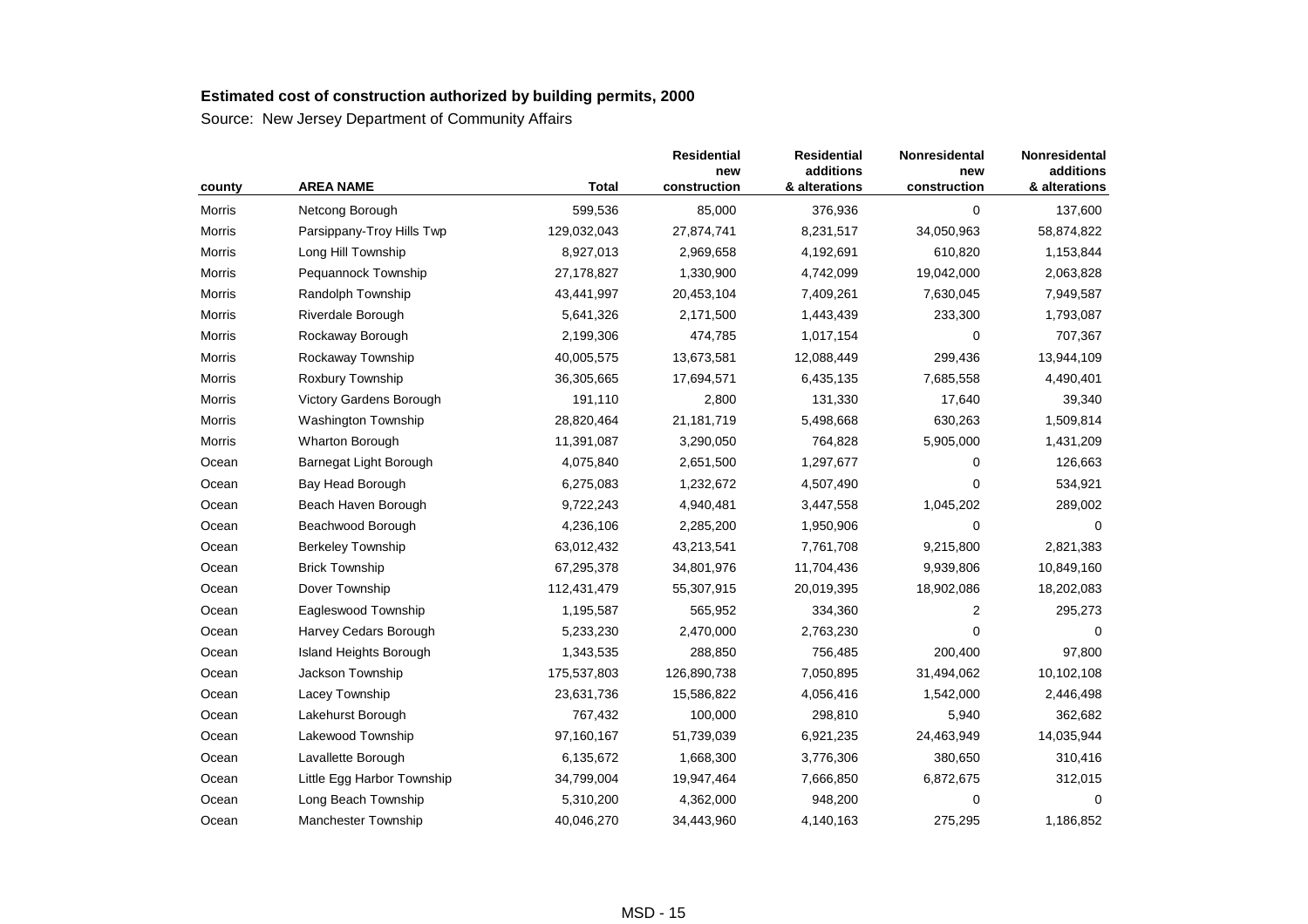**Estimated cost of construction authorized by building permits, 2000**

Source: New Jersey Department of Community Affairs

| county | AREA NAME | Total | Residential new construction | Residential additions & alterations | Nonresidential new construction | Nonresidential additions & alterations |
|---|---|---|---|---|---|---|
| Morris | Netcong Borough | 599,536 | 85,000 | 376,936 | 0 | 137,600 |
| Morris | Parsippany-Troy Hills Twp | 129,032,043 | 27,874,741 | 8,231,517 | 34,050,963 | 58,874,822 |
| Morris | Long Hill Township | 8,927,013 | 2,969,658 | 4,192,691 | 610,820 | 1,153,844 |
| Morris | Pequannock Township | 27,178,827 | 1,330,900 | 4,742,099 | 19,042,000 | 2,063,828 |
| Morris | Randolph Township | 43,441,997 | 20,453,104 | 7,409,261 | 7,630,045 | 7,949,587 |
| Morris | Riverdale Borough | 5,641,326 | 2,171,500 | 1,443,439 | 233,300 | 1,793,087 |
| Morris | Rockaway Borough | 2,199,306 | 474,785 | 1,017,154 | 0 | 707,367 |
| Morris | Rockaway Township | 40,005,575 | 13,673,581 | 12,088,449 | 299,436 | 13,944,109 |
| Morris | Roxbury Township | 36,305,665 | 17,694,571 | 6,435,135 | 7,685,558 | 4,490,401 |
| Morris | Victory Gardens Borough | 191,110 | 2,800 | 131,330 | 17,640 | 39,340 |
| Morris | Washington Township | 28,820,464 | 21,181,719 | 5,498,668 | 630,263 | 1,509,814 |
| Morris | Wharton Borough | 11,391,087 | 3,290,050 | 764,828 | 5,905,000 | 1,431,209 |
| Ocean | Barnegat Light Borough | 4,075,840 | 2,651,500 | 1,297,677 | 0 | 126,663 |
| Ocean | Bay Head Borough | 6,275,083 | 1,232,672 | 4,507,490 | 0 | 534,921 |
| Ocean | Beach Haven Borough | 9,722,243 | 4,940,481 | 3,447,558 | 1,045,202 | 289,002 |
| Ocean | Beachwood Borough | 4,236,106 | 2,285,200 | 1,950,906 | 0 | 0 |
| Ocean | Berkeley Township | 63,012,432 | 43,213,541 | 7,761,708 | 9,215,800 | 2,821,383 |
| Ocean | Brick Township | 67,295,378 | 34,801,976 | 11,704,436 | 9,939,806 | 10,849,160 |
| Ocean | Dover Township | 112,431,479 | 55,307,915 | 20,019,395 | 18,902,086 | 18,202,083 |
| Ocean | Eagleswood Township | 1,195,587 | 565,952 | 334,360 | 2 | 295,273 |
| Ocean | Harvey Cedars Borough | 5,233,230 | 2,470,000 | 2,763,230 | 0 | 0 |
| Ocean | Island Heights Borough | 1,343,535 | 288,850 | 756,485 | 200,400 | 97,800 |
| Ocean | Jackson Township | 175,537,803 | 126,890,738 | 7,050,895 | 31,494,062 | 10,102,108 |
| Ocean | Lacey Township | 23,631,736 | 15,586,822 | 4,056,416 | 1,542,000 | 2,446,498 |
| Ocean | Lakehurst Borough | 767,432 | 100,000 | 298,810 | 5,940 | 362,682 |
| Ocean | Lakewood Township | 97,160,167 | 51,739,039 | 6,921,235 | 24,463,949 | 14,035,944 |
| Ocean | Lavallette Borough | 6,135,672 | 1,668,300 | 3,776,306 | 380,650 | 310,416 |
| Ocean | Little Egg Harbor Township | 34,799,004 | 19,947,464 | 7,666,850 | 6,872,675 | 312,015 |
| Ocean | Long Beach Township | 5,310,200 | 4,362,000 | 948,200 | 0 | 0 |
| Ocean | Manchester Township | 40,046,270 | 34,443,960 | 4,140,163 | 275,295 | 1,186,852 |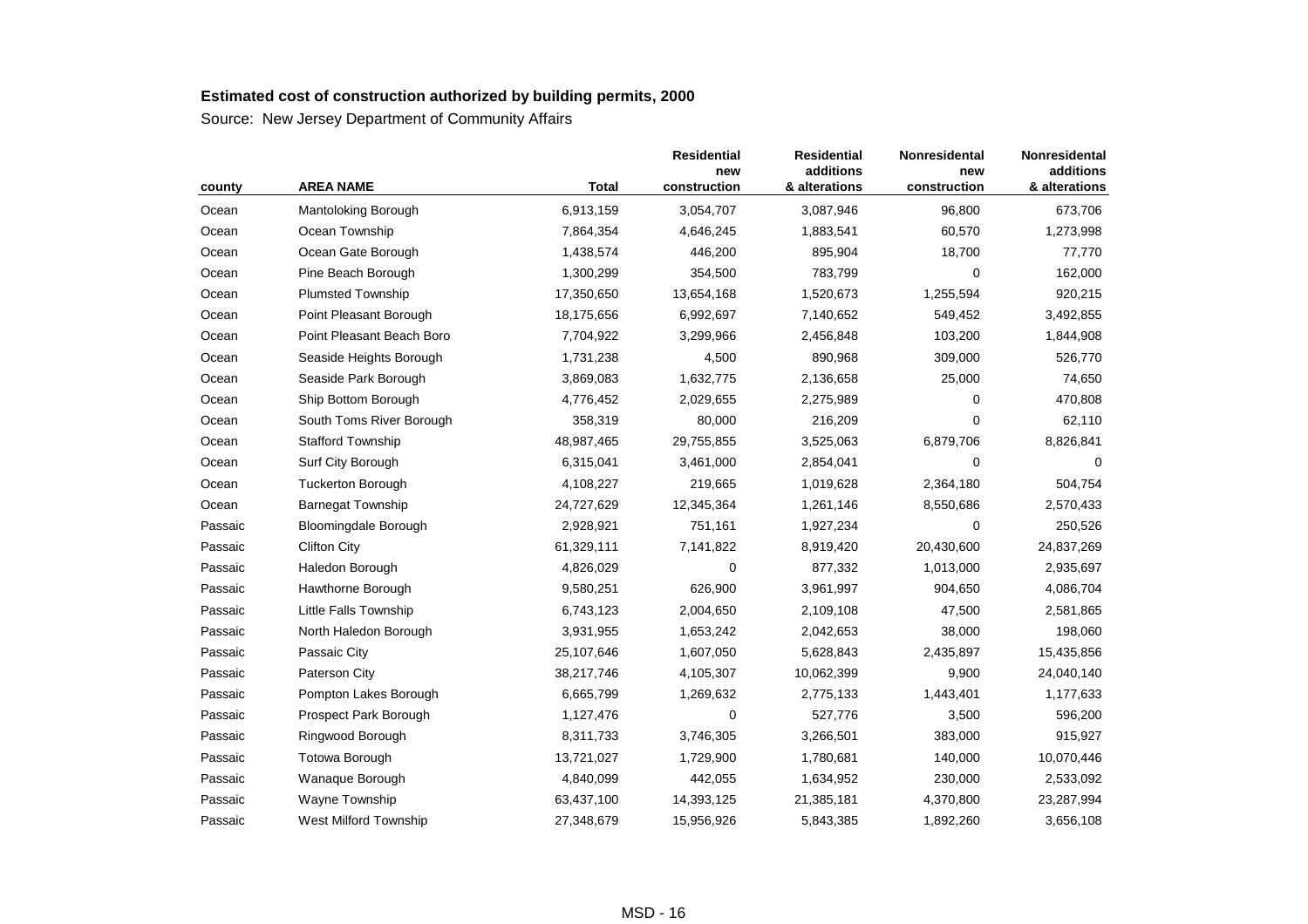**Estimated cost of construction authorized by building permits, 2000**

Source: New Jersey Department of Community Affairs

| county | AREA NAME | Total | Residential new construction | Residential additions & alterations | Nonresidental new construction | Nonresidental additions & alterations |
|---|---|---|---|---|---|---|
| Ocean | Mantoloking Borough | 6,913,159 | 3,054,707 | 3,087,946 | 96,800 | 673,706 |
| Ocean | Ocean Township | 7,864,354 | 4,646,245 | 1,883,541 | 60,570 | 1,273,998 |
| Ocean | Ocean Gate Borough | 1,438,574 | 446,200 | 895,904 | 18,700 | 77,770 |
| Ocean | Pine Beach Borough | 1,300,299 | 354,500 | 783,799 | 0 | 162,000 |
| Ocean | Plumsted Township | 17,350,650 | 13,654,168 | 1,520,673 | 1,255,594 | 920,215 |
| Ocean | Point Pleasant Borough | 18,175,656 | 6,992,697 | 7,140,652 | 549,452 | 3,492,855 |
| Ocean | Point Pleasant Beach Boro | 7,704,922 | 3,299,966 | 2,456,848 | 103,200 | 1,844,908 |
| Ocean | Seaside Heights Borough | 1,731,238 | 4,500 | 890,968 | 309,000 | 526,770 |
| Ocean | Seaside Park Borough | 3,869,083 | 1,632,775 | 2,136,658 | 25,000 | 74,650 |
| Ocean | Ship Bottom Borough | 4,776,452 | 2,029,655 | 2,275,989 | 0 | 470,808 |
| Ocean | South Toms River Borough | 358,319 | 80,000 | 216,209 | 0 | 62,110 |
| Ocean | Stafford Township | 48,987,465 | 29,755,855 | 3,525,063 | 6,879,706 | 8,826,841 |
| Ocean | Surf City Borough | 6,315,041 | 3,461,000 | 2,854,041 | 0 | 0 |
| Ocean | Tuckerton Borough | 4,108,227 | 219,665 | 1,019,628 | 2,364,180 | 504,754 |
| Ocean | Barnegat Township | 24,727,629 | 12,345,364 | 1,261,146 | 8,550,686 | 2,570,433 |
| Passaic | Bloomingdale Borough | 2,928,921 | 751,161 | 1,927,234 | 0 | 250,526 |
| Passaic | Clifton City | 61,329,111 | 7,141,822 | 8,919,420 | 20,430,600 | 24,837,269 |
| Passaic | Haledon Borough | 4,826,029 | 0 | 877,332 | 1,013,000 | 2,935,697 |
| Passaic | Hawthorne Borough | 9,580,251 | 626,900 | 3,961,997 | 904,650 | 4,086,704 |
| Passaic | Little Falls Township | 6,743,123 | 2,004,650 | 2,109,108 | 47,500 | 2,581,865 |
| Passaic | North Haledon Borough | 3,931,955 | 1,653,242 | 2,042,653 | 38,000 | 198,060 |
| Passaic | Passaic City | 25,107,646 | 1,607,050 | 5,628,843 | 2,435,897 | 15,435,856 |
| Passaic | Paterson City | 38,217,746 | 4,105,307 | 10,062,399 | 9,900 | 24,040,140 |
| Passaic | Pompton Lakes Borough | 6,665,799 | 1,269,632 | 2,775,133 | 1,443,401 | 1,177,633 |
| Passaic | Prospect Park Borough | 1,127,476 | 0 | 527,776 | 3,500 | 596,200 |
| Passaic | Ringwood Borough | 8,311,733 | 3,746,305 | 3,266,501 | 383,000 | 915,927 |
| Passaic | Totowa Borough | 13,721,027 | 1,729,900 | 1,780,681 | 140,000 | 10,070,446 |
| Passaic | Wanaque Borough | 4,840,099 | 442,055 | 1,634,952 | 230,000 | 2,533,092 |
| Passaic | Wayne Township | 63,437,100 | 14,393,125 | 21,385,181 | 4,370,800 | 23,287,994 |
| Passaic | West Milford Township | 27,348,679 | 15,956,926 | 5,843,385 | 1,892,260 | 3,656,108 |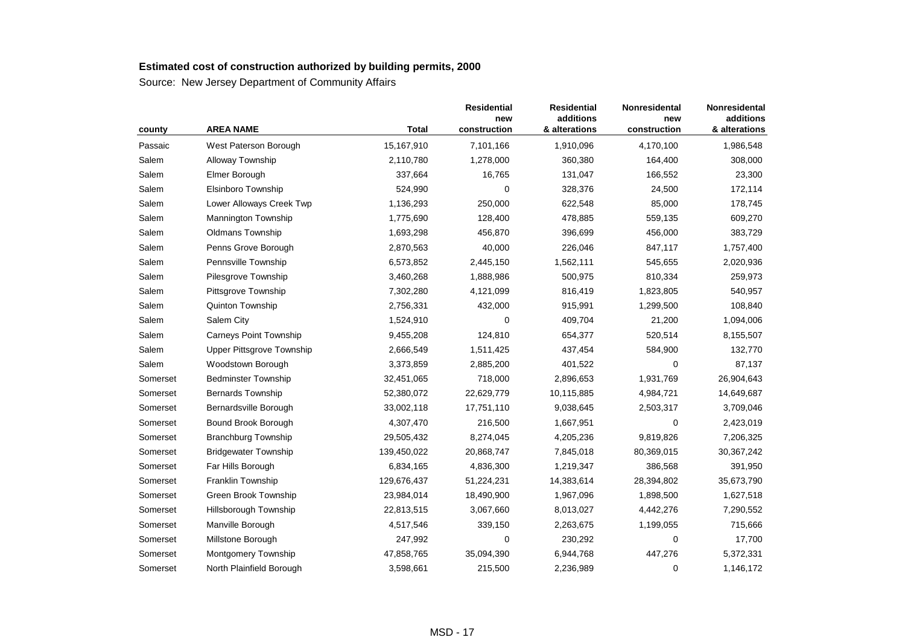**Estimated cost of construction authorized by building permits, 2000**

Source: New Jersey Department of Community Affairs

| county | AREA NAME | Total | Residential new construction | Residential additions & alterations | Nonresidental new construction | Nonresidental additions & alterations |
|---|---|---|---|---|---|---|
| Passaic | West Paterson Borough | 15,167,910 | 7,101,166 | 1,910,096 | 4,170,100 | 1,986,548 |
| Salem | Alloway Township | 2,110,780 | 1,278,000 | 360,380 | 164,400 | 308,000 |
| Salem | Elmer Borough | 337,664 | 16,765 | 131,047 | 166,552 | 23,300 |
| Salem | Elsinboro Township | 524,990 | 0 | 328,376 | 24,500 | 172,114 |
| Salem | Lower Alloways Creek Twp | 1,136,293 | 250,000 | 622,548 | 85,000 | 178,745 |
| Salem | Mannington Township | 1,775,690 | 128,400 | 478,885 | 559,135 | 609,270 |
| Salem | Oldmans Township | 1,693,298 | 456,870 | 396,699 | 456,000 | 383,729 |
| Salem | Penns Grove Borough | 2,870,563 | 40,000 | 226,046 | 847,117 | 1,757,400 |
| Salem | Pennsville Township | 6,573,852 | 2,445,150 | 1,562,111 | 545,655 | 2,020,936 |
| Salem | Pilesgrove Township | 3,460,268 | 1,888,986 | 500,975 | 810,334 | 259,973 |
| Salem | Pittsgrove Township | 7,302,280 | 4,121,099 | 816,419 | 1,823,805 | 540,957 |
| Salem | Quinton Township | 2,756,331 | 432,000 | 915,991 | 1,299,500 | 108,840 |
| Salem | Salem City | 1,524,910 | 0 | 409,704 | 21,200 | 1,094,006 |
| Salem | Carneys Point Township | 9,455,208 | 124,810 | 654,377 | 520,514 | 8,155,507 |
| Salem | Upper Pittsgrove Township | 2,666,549 | 1,511,425 | 437,454 | 584,900 | 132,770 |
| Salem | Woodstown Borough | 3,373,859 | 2,885,200 | 401,522 | 0 | 87,137 |
| Somerset | Bedminster Township | 32,451,065 | 718,000 | 2,896,653 | 1,931,769 | 26,904,643 |
| Somerset | Bernards Township | 52,380,072 | 22,629,779 | 10,115,885 | 4,984,721 | 14,649,687 |
| Somerset | Bernardsville Borough | 33,002,118 | 17,751,110 | 9,038,645 | 2,503,317 | 3,709,046 |
| Somerset | Bound Brook Borough | 4,307,470 | 216,500 | 1,667,951 | 0 | 2,423,019 |
| Somerset | Branchburg Township | 29,505,432 | 8,274,045 | 4,205,236 | 9,819,826 | 7,206,325 |
| Somerset | Bridgewater Township | 139,450,022 | 20,868,747 | 7,845,018 | 80,369,015 | 30,367,242 |
| Somerset | Far Hills Borough | 6,834,165 | 4,836,300 | 1,219,347 | 386,568 | 391,950 |
| Somerset | Franklin Township | 129,676,437 | 51,224,231 | 14,383,614 | 28,394,802 | 35,673,790 |
| Somerset | Green Brook Township | 23,984,014 | 18,490,900 | 1,967,096 | 1,898,500 | 1,627,518 |
| Somerset | Hillsborough Township | 22,813,515 | 3,067,660 | 8,013,027 | 4,442,276 | 7,290,552 |
| Somerset | Manville Borough | 4,517,546 | 339,150 | 2,263,675 | 1,199,055 | 715,666 |
| Somerset | Millstone Borough | 247,992 | 0 | 230,292 | 0 | 17,700 |
| Somerset | Montgomery Township | 47,858,765 | 35,094,390 | 6,944,768 | 447,276 | 5,372,331 |
| Somerset | North Plainfield Borough | 3,598,661 | 215,500 | 2,236,989 | 0 | 1,146,172 |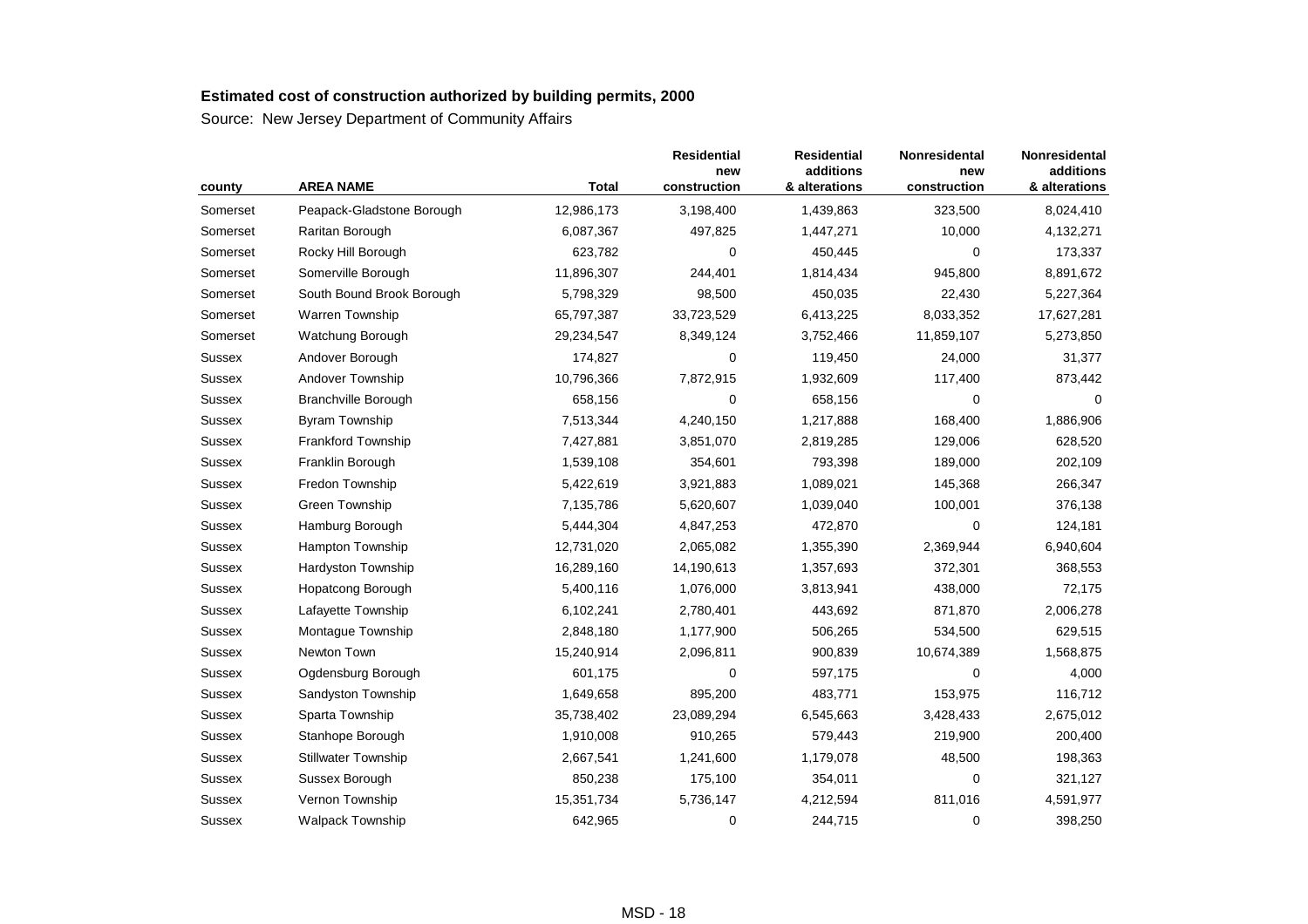**Estimated cost of construction authorized by building permits, 2000**

Source: New Jersey Department of Community Affairs

| county | AREA NAME | Total | Residential new construction | Residential additions & alterations | Nonresidental new construction | Nonresidental additions & alterations |
|---|---|---|---|---|---|---|
| Somerset | Peapack-Gladstone Borough | 12,986,173 | 3,198,400 | 1,439,863 | 323,500 | 8,024,410 |
| Somerset | Raritan Borough | 6,087,367 | 497,825 | 1,447,271 | 10,000 | 4,132,271 |
| Somerset | Rocky Hill Borough | 623,782 | 0 | 450,445 | 0 | 173,337 |
| Somerset | Somerville Borough | 11,896,307 | 244,401 | 1,814,434 | 945,800 | 8,891,672 |
| Somerset | South Bound Brook Borough | 5,798,329 | 98,500 | 450,035 | 22,430 | 5,227,364 |
| Somerset | Warren Township | 65,797,387 | 33,723,529 | 6,413,225 | 8,033,352 | 17,627,281 |
| Somerset | Watchung Borough | 29,234,547 | 8,349,124 | 3,752,466 | 11,859,107 | 5,273,850 |
| Sussex | Andover Borough | 174,827 | 0 | 119,450 | 24,000 | 31,377 |
| Sussex | Andover Township | 10,796,366 | 7,872,915 | 1,932,609 | 117,400 | 873,442 |
| Sussex | Branchville Borough | 658,156 | 0 | 658,156 | 0 | 0 |
| Sussex | Byram Township | 7,513,344 | 4,240,150 | 1,217,888 | 168,400 | 1,886,906 |
| Sussex | Frankford Township | 7,427,881 | 3,851,070 | 2,819,285 | 129,006 | 628,520 |
| Sussex | Franklin Borough | 1,539,108 | 354,601 | 793,398 | 189,000 | 202,109 |
| Sussex | Fredon Township | 5,422,619 | 3,921,883 | 1,089,021 | 145,368 | 266,347 |
| Sussex | Green Township | 7,135,786 | 5,620,607 | 1,039,040 | 100,001 | 376,138 |
| Sussex | Hamburg Borough | 5,444,304 | 4,847,253 | 472,870 | 0 | 124,181 |
| Sussex | Hampton Township | 12,731,020 | 2,065,082 | 1,355,390 | 2,369,944 | 6,940,604 |
| Sussex | Hardyston Township | 16,289,160 | 14,190,613 | 1,357,693 | 372,301 | 368,553 |
| Sussex | Hopatcong Borough | 5,400,116 | 1,076,000 | 3,813,941 | 438,000 | 72,175 |
| Sussex | Lafayette Township | 6,102,241 | 2,780,401 | 443,692 | 871,870 | 2,006,278 |
| Sussex | Montague Township | 2,848,180 | 1,177,900 | 506,265 | 534,500 | 629,515 |
| Sussex | Newton Town | 15,240,914 | 2,096,811 | 900,839 | 10,674,389 | 1,568,875 |
| Sussex | Ogdensburg Borough | 601,175 | 0 | 597,175 | 0 | 4,000 |
| Sussex | Sandyston Township | 1,649,658 | 895,200 | 483,771 | 153,975 | 116,712 |
| Sussex | Sparta Township | 35,738,402 | 23,089,294 | 6,545,663 | 3,428,433 | 2,675,012 |
| Sussex | Stanhope Borough | 1,910,008 | 910,265 | 579,443 | 219,900 | 200,400 |
| Sussex | Stillwater Township | 2,667,541 | 1,241,600 | 1,179,078 | 48,500 | 198,363 |
| Sussex | Sussex Borough | 850,238 | 175,100 | 354,011 | 0 | 321,127 |
| Sussex | Vernon Township | 15,351,734 | 5,736,147 | 4,212,594 | 811,016 | 4,591,977 |
| Sussex | Walpack Township | 642,965 | 0 | 244,715 | 0 | 398,250 |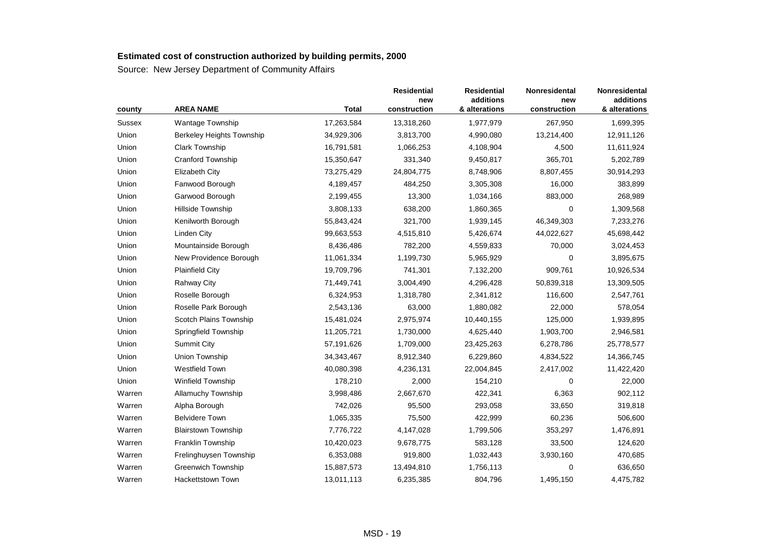**Estimated cost of construction authorized by building permits, 2000**

Source: New Jersey Department of Community Affairs

| county | AREA NAME | Total | Residential new construction | Residential additions & alterations | Nonresidental new construction | Nonresidental additions & alterations |
|---|---|---|---|---|---|---|
| Sussex | Wantage Township | 17,263,584 | 13,318,260 | 1,977,979 | 267,950 | 1,699,395 |
| Union | Berkeley Heights Township | 34,929,306 | 3,813,700 | 4,990,080 | 13,214,400 | 12,911,126 |
| Union | Clark Township | 16,791,581 | 1,066,253 | 4,108,904 | 4,500 | 11,611,924 |
| Union | Cranford Township | 15,350,647 | 331,340 | 9,450,817 | 365,701 | 5,202,789 |
| Union | Elizabeth City | 73,275,429 | 24,804,775 | 8,748,906 | 8,807,455 | 30,914,293 |
| Union | Fanwood Borough | 4,189,457 | 484,250 | 3,305,308 | 16,000 | 383,899 |
| Union | Garwood Borough | 2,199,455 | 13,300 | 1,034,166 | 883,000 | 268,989 |
| Union | Hillside Township | 3,808,133 | 638,200 | 1,860,365 | 0 | 1,309,568 |
| Union | Kenilworth Borough | 55,843,424 | 321,700 | 1,939,145 | 46,349,303 | 7,233,276 |
| Union | Linden City | 99,663,553 | 4,515,810 | 5,426,674 | 44,022,627 | 45,698,442 |
| Union | Mountainside Borough | 8,436,486 | 782,200 | 4,559,833 | 70,000 | 3,024,453 |
| Union | New Providence Borough | 11,061,334 | 1,199,730 | 5,965,929 | 0 | 3,895,675 |
| Union | Plainfield City | 19,709,796 | 741,301 | 7,132,200 | 909,761 | 10,926,534 |
| Union | Rahway City | 71,449,741 | 3,004,490 | 4,296,428 | 50,839,318 | 13,309,505 |
| Union | Roselle Borough | 6,324,953 | 1,318,780 | 2,341,812 | 116,600 | 2,547,761 |
| Union | Roselle Park Borough | 2,543,136 | 63,000 | 1,880,082 | 22,000 | 578,054 |
| Union | Scotch Plains Township | 15,481,024 | 2,975,974 | 10,440,155 | 125,000 | 1,939,895 |
| Union | Springfield Township | 11,205,721 | 1,730,000 | 4,625,440 | 1,903,700 | 2,946,581 |
| Union | Summit City | 57,191,626 | 1,709,000 | 23,425,263 | 6,278,786 | 25,778,577 |
| Union | Union Township | 34,343,467 | 8,912,340 | 6,229,860 | 4,834,522 | 14,366,745 |
| Union | Westfield Town | 40,080,398 | 4,236,131 | 22,004,845 | 2,417,002 | 11,422,420 |
| Union | Winfield Township | 178,210 | 2,000 | 154,210 | 0 | 22,000 |
| Warren | Allamuchy Township | 3,998,486 | 2,667,670 | 422,341 | 6,363 | 902,112 |
| Warren | Alpha Borough | 742,026 | 95,500 | 293,058 | 33,650 | 319,818 |
| Warren | Belvidere Town | 1,065,335 | 75,500 | 422,999 | 60,236 | 506,600 |
| Warren | Blairstown Township | 7,776,722 | 4,147,028 | 1,799,506 | 353,297 | 1,476,891 |
| Warren | Franklin Township | 10,420,023 | 9,678,775 | 583,128 | 33,500 | 124,620 |
| Warren | Frelinghuysen Township | 6,353,088 | 919,800 | 1,032,443 | 3,930,160 | 470,685 |
| Warren | Greenwich Township | 15,887,573 | 13,494,810 | 1,756,113 | 0 | 636,650 |
| Warren | Hackettstown Town | 13,011,113 | 6,235,385 | 804,796 | 1,495,150 | 4,475,782 |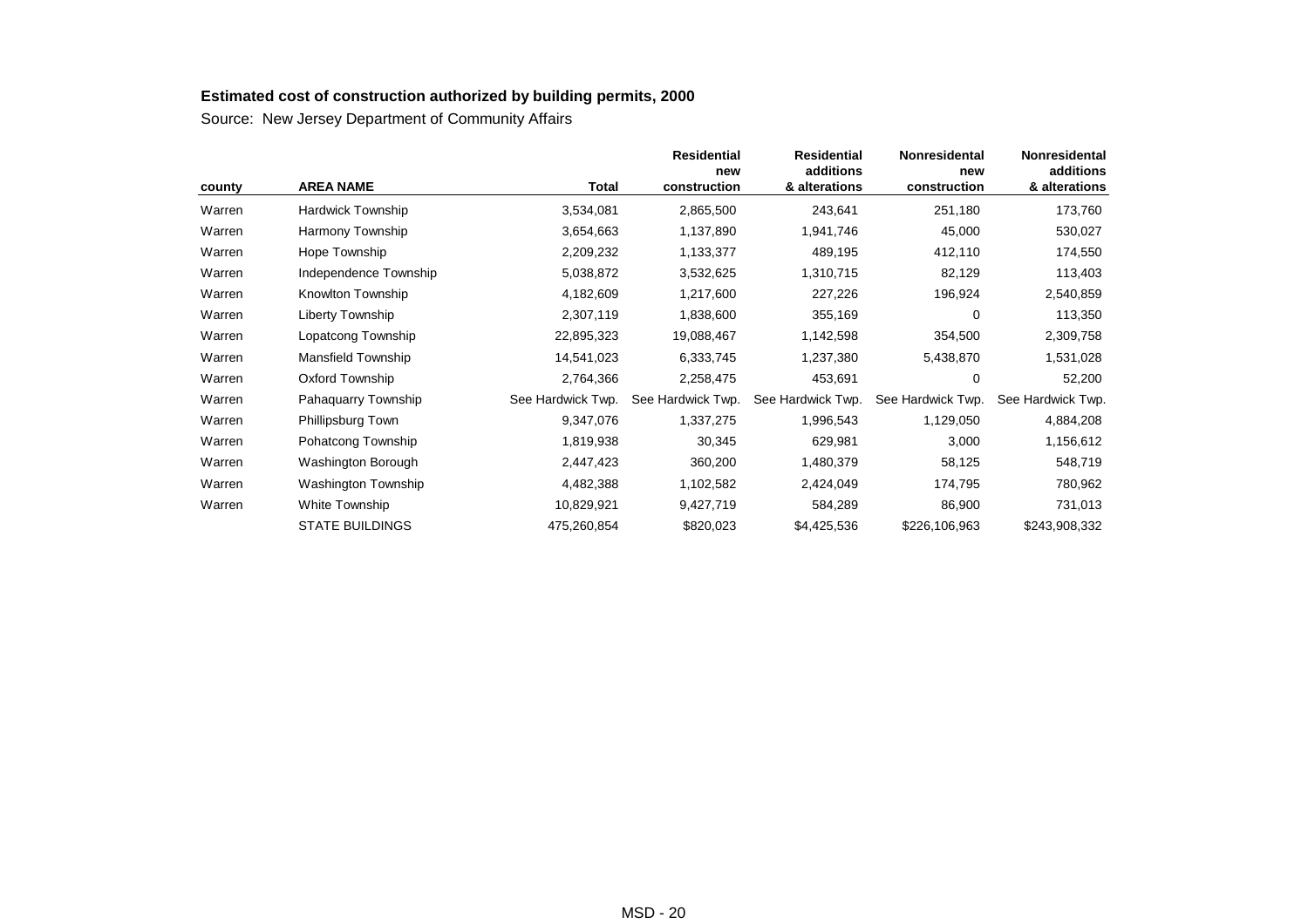**Estimated cost of construction authorized by building permits, 2000**

Source: New Jersey Department of Community Affairs

| county | AREA NAME | Total | Residential new construction | Residential additions & alterations | Nonresidental new construction | Nonresidental additions & alterations |
|---|---|---|---|---|---|---|
| Warren | Hardwick Township | 3,534,081 | 2,865,500 | 243,641 | 251,180 | 173,760 |
| Warren | Harmony Township | 3,654,663 | 1,137,890 | 1,941,746 | 45,000 | 530,027 |
| Warren | Hope Township | 2,209,232 | 1,133,377 | 489,195 | 412,110 | 174,550 |
| Warren | Independence Township | 5,038,872 | 3,532,625 | 1,310,715 | 82,129 | 113,403 |
| Warren | Knowlton Township | 4,182,609 | 1,217,600 | 227,226 | 196,924 | 2,540,859 |
| Warren | Liberty Township | 2,307,119 | 1,838,600 | 355,169 | 0 | 113,350 |
| Warren | Lopatcong Township | 22,895,323 | 19,088,467 | 1,142,598 | 354,500 | 2,309,758 |
| Warren | Mansfield Township | 14,541,023 | 6,333,745 | 1,237,380 | 5,438,870 | 1,531,028 |
| Warren | Oxford Township | 2,764,366 | 2,258,475 | 453,691 | 0 | 52,200 |
| Warren | Pahaquarry Township | See Hardwick Twp. | See Hardwick Twp. | See Hardwick Twp. | See Hardwick Twp. | See Hardwick Twp. |
| Warren | Phillipsburg Town | 9,347,076 | 1,337,275 | 1,996,543 | 1,129,050 | 4,884,208 |
| Warren | Pohatcong Township | 1,819,938 | 30,345 | 629,981 | 3,000 | 1,156,612 |
| Warren | Washington Borough | 2,447,423 | 360,200 | 1,480,379 | 58,125 | 548,719 |
| Warren | Washington Township | 4,482,388 | 1,102,582 | 2,424,049 | 174,795 | 780,962 |
| Warren | White Township | 10,829,921 | 9,427,719 | 584,289 | 86,900 | 731,013 |
| | STATE BUILDINGS | 475,260,854 | $820,023 | $4,425,536 | $226,106,963 | $243,908,332 |